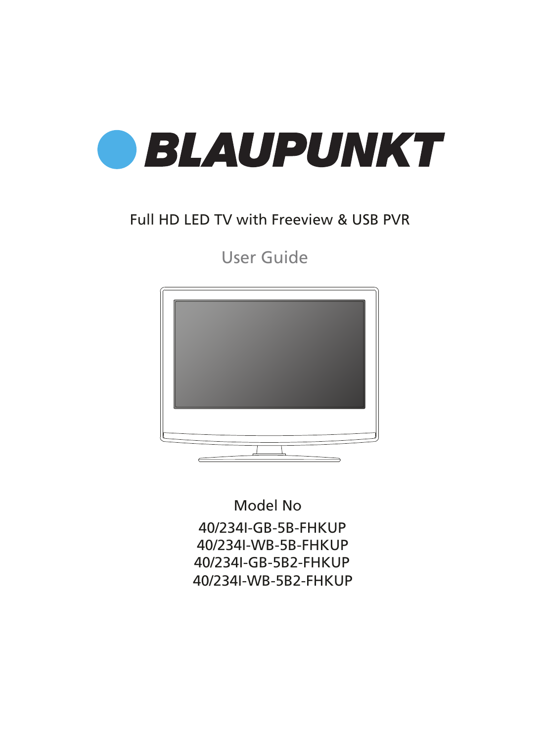# BLAUPUNKT

Full HD LED TV with Freeview & USB PVR

## User Guide

Model No

40/234I-GB-5B-FHKUP
40/234I-WB-5B-FHKUP
40/234I-GB-5B2-FHKUP
40/234I-WB-5B2-FHKUP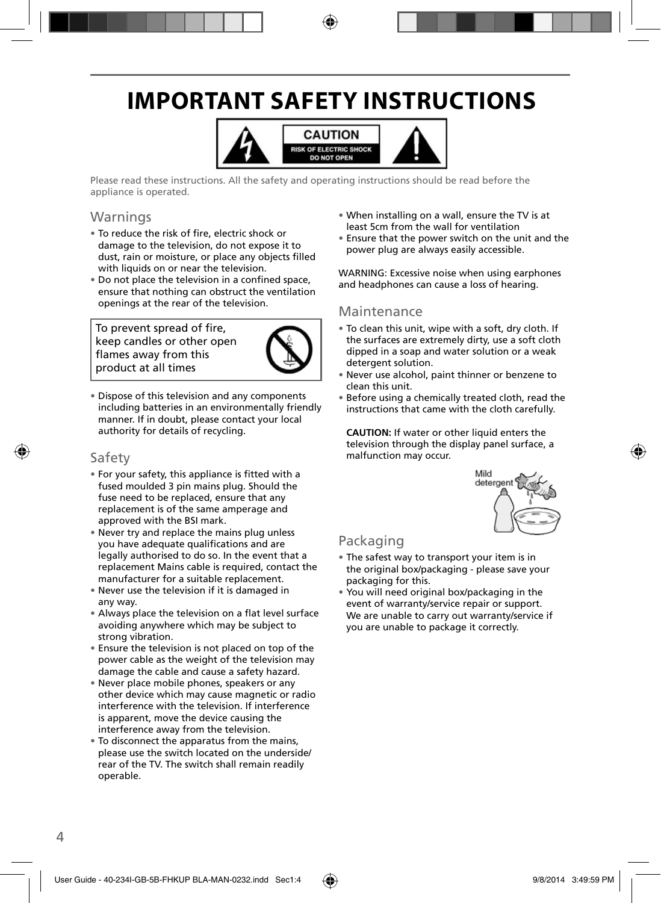# IMPORTANT SAFETY INSTRUCTIONS

CAUTION
RISK OF ELECTRIC SHOCK
DO NOT OPEN

Please read these instructions. All the safety and operating instructions should be read before the appliance is operated.

## Warnings

- To reduce the risk of fire, electric shock or damage to the television, do not expose it to dust, rain or moisture, or place any objects filled with liquids on or near the television.
- Do not place the television in a confined space, ensure that nothing can obstruct the ventilation openings at the rear of the television.

To prevent spread of fire, keep candles or other open flames away from this product at all times

- Dispose of this television and any components including batteries in an environmentally friendly manner. If in doubt, please contact your local authority for details of recycling.

## Safety

- For your safety, this appliance is fitted with a fused moulded 3 pin mains plug. Should the fuse need to be replaced, ensure that any replacement is of the same amperage and approved with the BSI mark.
- Never try and replace the mains plug unless you have adequate qualifications and are legally authorised to do so. In the event that a replacement Mains cable is required, contact the manufacturer for a suitable replacement.
- Never use the television if it is damaged in any way.
- Always place the television on a flat level surface avoiding anywhere which may be subject to strong vibration.
- Ensure the television is not placed on top of the power cable as the weight of the television may damage the cable and cause a safety hazard.
- Never place mobile phones, speakers or any other device which may cause magnetic or radio interference with the television. If interference is apparent, move the device causing the interference away from the television.
- To disconnect the apparatus from the mains, please use the switch located on the underside/ rear of the TV. The switch shall remain readily operable.
- When installing on a wall, ensure the TV is at least 5cm from the wall for ventilation
- Ensure that the power switch on the unit and the power plug are always easily accessible.

WARNING: Excessive noise when using earphones and headphones can cause a loss of hearing.

## Maintenance

- To clean this unit, wipe with a soft, dry cloth. If the surfaces are extremely dirty, use a soft cloth dipped in a soap and water solution or a weak detergent solution.
- Never use alcohol, paint thinner or benzene to clean this unit.
- Before using a chemically treated cloth, read the instructions that came with the cloth carefully.

**CAUTION:** If water or other liquid enters the television through the display panel surface, a malfunction may occur.

Mild detergent

## Packaging

- The safest way to transport your item is in the original box/packaging - please save your packaging for this.
- You will need original box/packaging in the event of warranty/service repair or support. We are unable to carry out warranty/service if you are unable to package it correctly.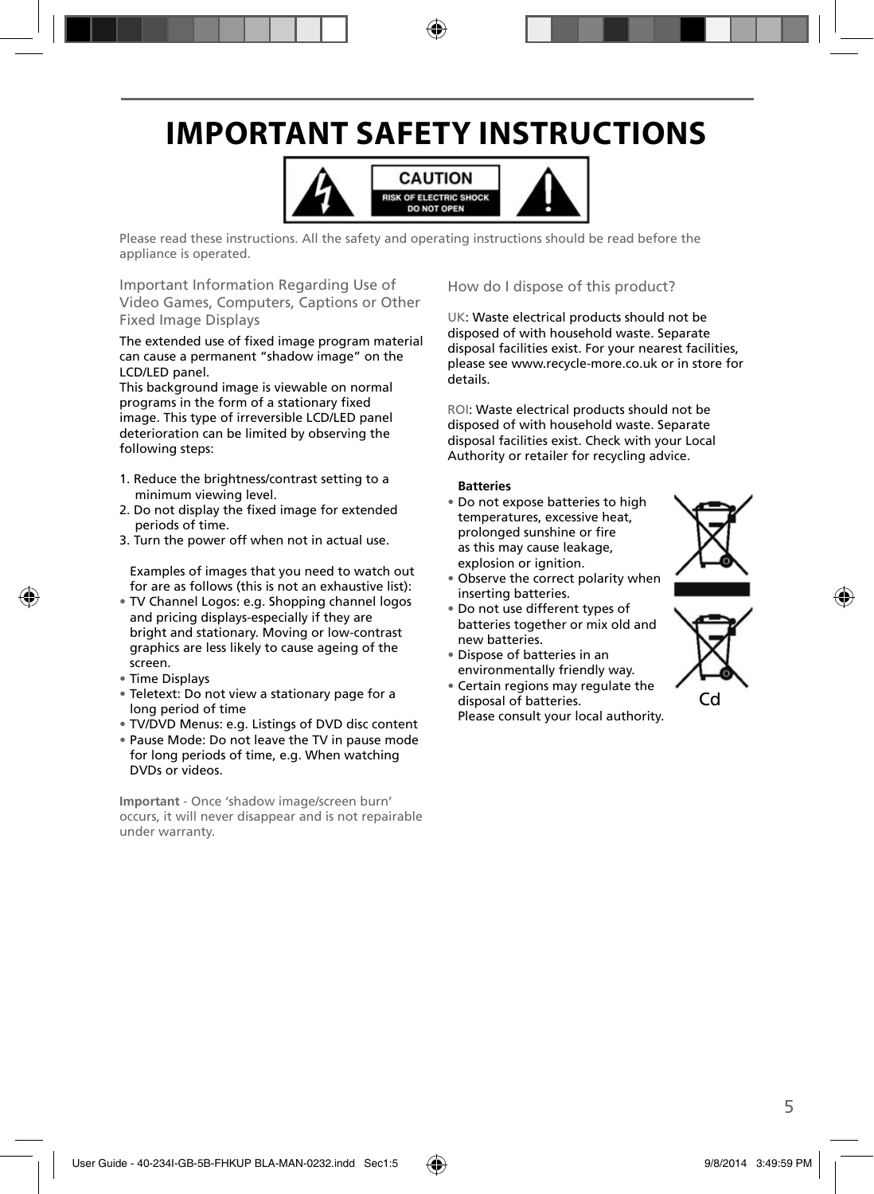# IMPORTANT SAFETY INSTRUCTIONS

CAUTION
RISK OF ELECTRIC SHOCK
DO NOT OPEN

Please read these instructions. All the safety and operating instructions should be read before the appliance is operated.

## Important Information Regarding Use of Video Games, Computers, Captions or Other Fixed Image Displays

The extended use of fixed image program material can cause a permanent "shadow image" on the LCD/LED panel.
This background image is viewable on normal programs in the form of a stationary fixed image. This type of irreversible LCD/LED panel deterioration can be limited by observing the following steps:

1. Reduce the brightness/contrast setting to a minimum viewing level.
2. Do not display the fixed image for extended periods of time.
3. Turn the power off when not in actual use.

Examples of images that you need to watch out for are as follows (this is not an exhaustive list):

- TV Channel Logos: e.g. Shopping channel logos and pricing displays-especially if they are bright and stationary. Moving or low-contrast graphics are less likely to cause ageing of the screen.
- Time Displays
- Teletext: Do not view a stationary page for a long period of time
- TV/DVD Menus: e.g. Listings of DVD disc content
- Pause Mode: Do not leave the TV in pause mode for long periods of time, e.g. When watching DVDs or videos.

**Important** - Once 'shadow image/screen burn' occurs, it will never disappear and is not repairable under warranty.

## How do I dispose of this product?

UK: Waste electrical products should not be disposed of with household waste. Separate disposal facilities exist. For your nearest facilities, please see www.recycle-more.co.uk or in store for details.

ROI: Waste electrical products should not be disposed of with household waste. Separate disposal facilities exist. Check with your Local Authority or retailer for recycling advice.

**Batteries**

- Do not expose batteries to high temperatures, excessive heat, prolonged sunshine or fire as this may cause leakage, explosion or ignition.
- Observe the correct polarity when inserting batteries.
- Do not use different types of batteries together or mix old and new batteries.
- Dispose of batteries in an environmentally friendly way.
- Certain regions may regulate the disposal of batteries. Please consult your local authority.

Cd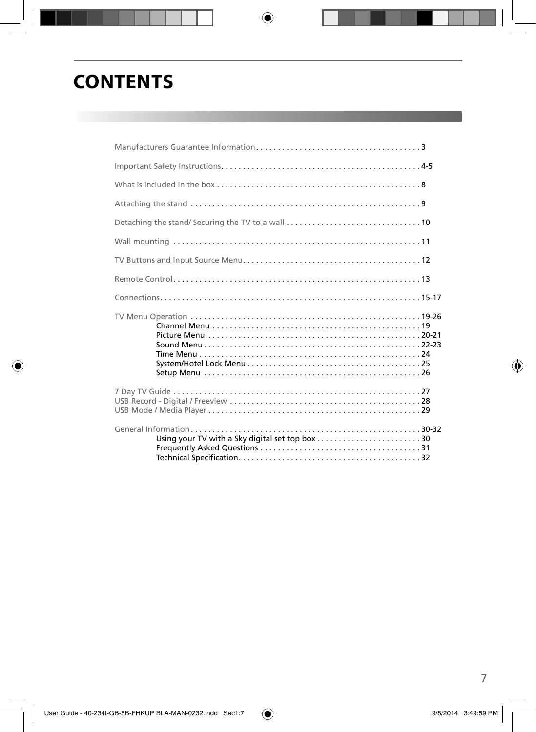# CONTENTS

Manufacturers Guarantee Information . . . . . . . . . . . . . . . . . . . . . . . . . . . . . . . . . . . . . . 3

Important Safety Instructions . . . . . . . . . . . . . . . . . . . . . . . . . . . . . . . . . . . . . . . . . . . . . 4-5

What is included in the box . . . . . . . . . . . . . . . . . . . . . . . . . . . . . . . . . . . . . . . . . . . . . . . 8

Attaching the stand . . . . . . . . . . . . . . . . . . . . . . . . . . . . . . . . . . . . . . . . . . . . . . . . . . . . . 9

Detaching the stand/ Securing the TV to a wall . . . . . . . . . . . . . . . . . . . . . . . . . . . . . . . 10

Wall mounting . . . . . . . . . . . . . . . . . . . . . . . . . . . . . . . . . . . . . . . . . . . . . . . . . . . . . . . . . 11

TV Buttons and Input Source Menu . . . . . . . . . . . . . . . . . . . . . . . . . . . . . . . . . . . . . . . . . 12

Remote Control . . . . . . . . . . . . . . . . . . . . . . . . . . . . . . . . . . . . . . . . . . . . . . . . . . . . . . . . . 13

Connections . . . . . . . . . . . . . . . . . . . . . . . . . . . . . . . . . . . . . . . . . . . . . . . . . . . . . . . . . . . 15-17

TV Menu Operation . . . . . . . . . . . . . . . . . . . . . . . . . . . . . . . . . . . . . . . . . . . . . . . . . . . . . 19-26
- Channel Menu . . . . . . . . . . . . . . . . . . . . . . . . . . . . . . . . . . . . . . . . . . . . . . . . 19
- Picture Menu . . . . . . . . . . . . . . . . . . . . . . . . . . . . . . . . . . . . . . . . . . . . . . . . 20-21
- Sound Menu . . . . . . . . . . . . . . . . . . . . . . . . . . . . . . . . . . . . . . . . . . . . . . . . . 22-23
- Time Menu . . . . . . . . . . . . . . . . . . . . . . . . . . . . . . . . . . . . . . . . . . . . . . . . . . 24
- System/Hotel Lock Menu . . . . . . . . . . . . . . . . . . . . . . . . . . . . . . . . . . . . . . . 25
- Setup Menu . . . . . . . . . . . . . . . . . . . . . . . . . . . . . . . . . . . . . . . . . . . . . . . . . 26

7 Day TV Guide . . . . . . . . . . . . . . . . . . . . . . . . . . . . . . . . . . . . . . . . . . . . . . . . . . . . . . . . 27
USB Record - Digital / Freeview . . . . . . . . . . . . . . . . . . . . . . . . . . . . . . . . . . . . . . . . . . . 28
USB Mode / Media Player . . . . . . . . . . . . . . . . . . . . . . . . . . . . . . . . . . . . . . . . . . . . . . . . 29

General Information . . . . . . . . . . . . . . . . . . . . . . . . . . . . . . . . . . . . . . . . . . . . . . . . . . . . 30-32
- Using your TV with a Sky digital set top box . . . . . . . . . . . . . . . . . . . . . . . . 30
- Frequently Asked Questions . . . . . . . . . . . . . . . . . . . . . . . . . . . . . . . . . . . . 31
- Technical Specification . . . . . . . . . . . . . . . . . . . . . . . . . . . . . . . . . . . . . . . . . 32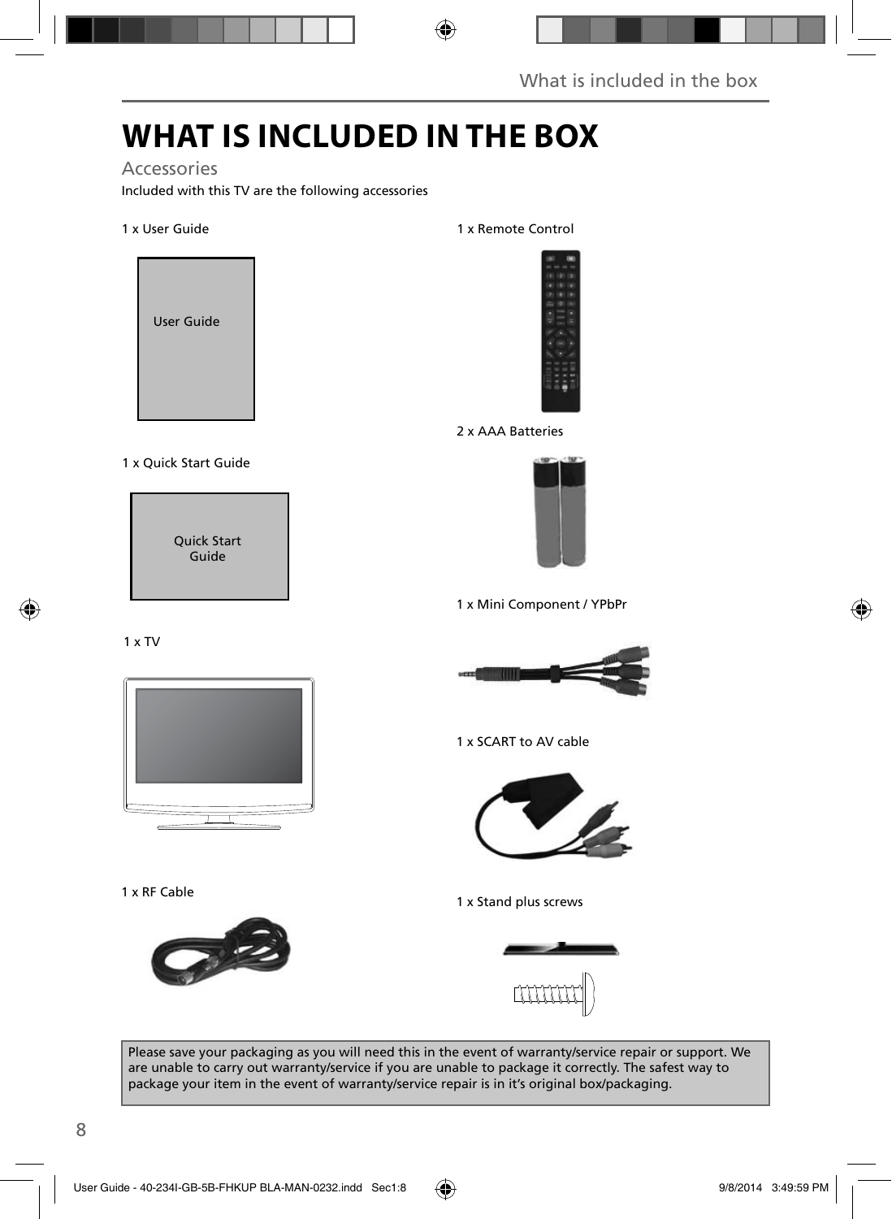# WHAT IS INCLUDED IN THE BOX

## Accessories

Included with this TV are the following accessories

1 x User Guide

User Guide

1 x Quick Start Guide

Quick Start Guide

1 x TV

1 x RF Cable

1 x Remote Control

2 x AAA Batteries

1 x Mini Component / YPbPr

1 x SCART to AV cable

1 x Stand plus screws

Please save your packaging as you will need this in the event of warranty/service repair or support. We are unable to carry out warranty/service if you are unable to package it correctly. The safest way to package your item in the event of warranty/service repair is in it's original box/packaging.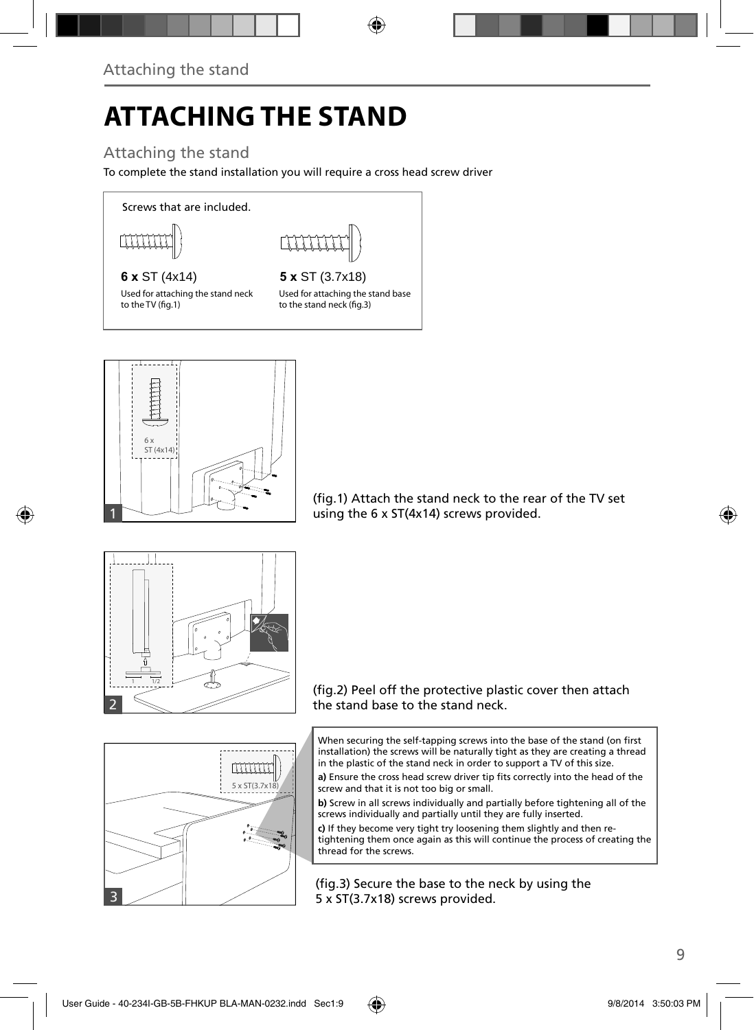# ATTACHING THE STAND

## Attaching the stand

To complete the stand installation you will require a cross head screw driver

Screws that are included.

**6 x** ST (4x14)

Used for attaching the stand neck to the TV (fig.1)

**5 x** ST (3.7x18)

Used for attaching the stand base to the stand neck (fig.3)

6 x ST (4x14)

(fig.1) Attach the stand neck to the rear of the TV set using the 6 x ST(4x14) screws provided.

(fig.2) Peel off the protective plastic cover then attach the stand base to the stand neck.

5 x ST(3.7x18)

When securing the self-tapping screws into the base of the stand (on first installation) the screws will be naturally tight as they are creating a thread in the plastic of the stand neck in order to support a TV of this size.

**a)** Ensure the cross head screw driver tip fits correctly into the head of the screw and that it is not too big or small.

**b)** Screw in all screws individually and partially before tightening all of the screws individually and partially until they are fully inserted.

**c)** If they become very tight try loosening them slightly and then re-tightening them once again as this will continue the process of creating the thread for the screws.

(fig.3) Secure the base to the neck by using the 5 x ST(3.7x18) screws provided.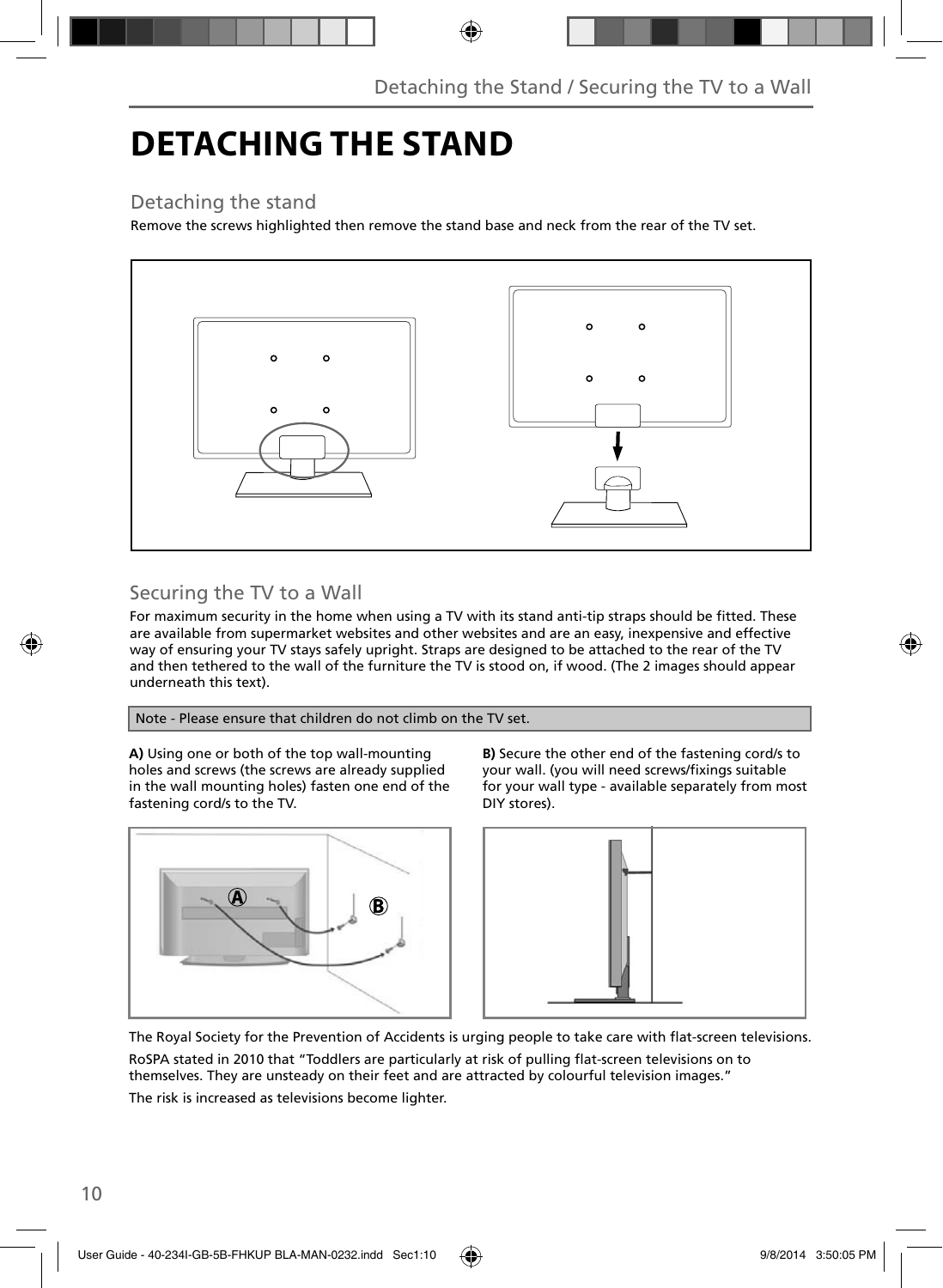# DETACHING THE STAND

## Detaching the stand

Remove the screws highlighted then remove the stand base and neck from the rear of the TV set.

## Securing the TV to a Wall

For maximum security in the home when using a TV with its stand anti-tip straps should be fitted. These are available from supermarket websites and other websites and are an easy, inexpensive and effective way of ensuring your TV stays safely upright. Straps are designed to be attached to the rear of the TV and then tethered to the wall of the furniture the TV is stood on, if wood. (The 2 images should appear underneath this text).

Note - Please ensure that children do not climb on the TV set.

**A)** Using one or both of the top wall-mounting holes and screws (the screws are already supplied in the wall mounting holes) fasten one end of the fastening cord/s to the TV.

**B)** Secure the other end of the fastening cord/s to your wall. (you will need screws/fixings suitable for your wall type - available separately from most DIY stores).

The Royal Society for the Prevention of Accidents is urging people to take care with flat-screen televisions.

RoSPA stated in 2010 that "Toddlers are particularly at risk of pulling flat-screen televisions on to themselves. They are unsteady on their feet and are attracted by colourful television images."

The risk is increased as televisions become lighter.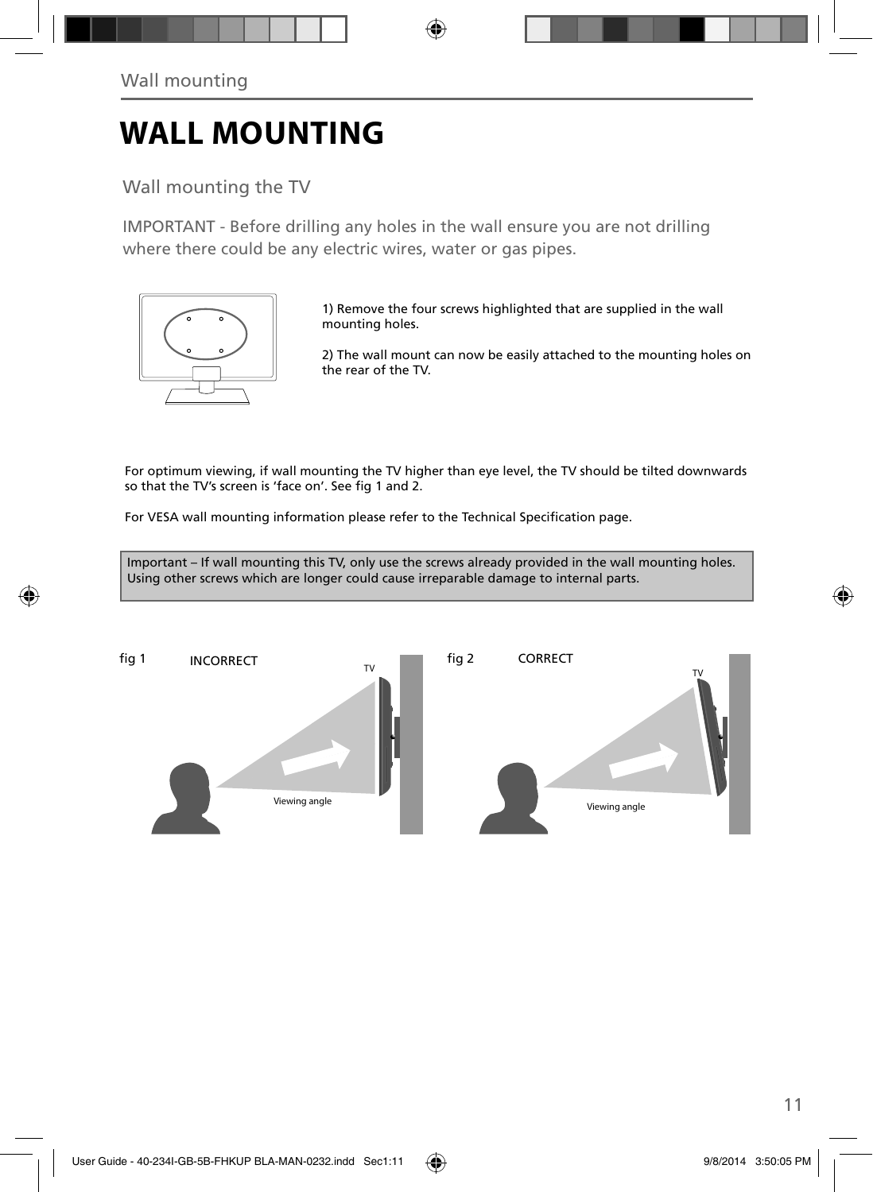# WALL MOUNTING

## Wall mounting the TV

IMPORTANT - Before drilling any holes in the wall ensure you are not drilling where there could be any electric wires, water or gas pipes.

1) Remove the four screws highlighted that are supplied in the wall mounting holes.

2) The wall mount can now be easily attached to the mounting holes on the rear of the TV.

For optimum viewing, if wall mounting the TV higher than eye level, the TV should be tilted downwards so that the TV's screen is 'face on'. See fig 1 and 2.

For VESA wall mounting information please refer to the Technical Specification page.

Important – If wall mounting this TV, only use the screws already provided in the wall mounting holes. Using other screws which are longer could cause irreparable damage to internal parts.

fig 1 INCORRECT

fig 2 CORRECT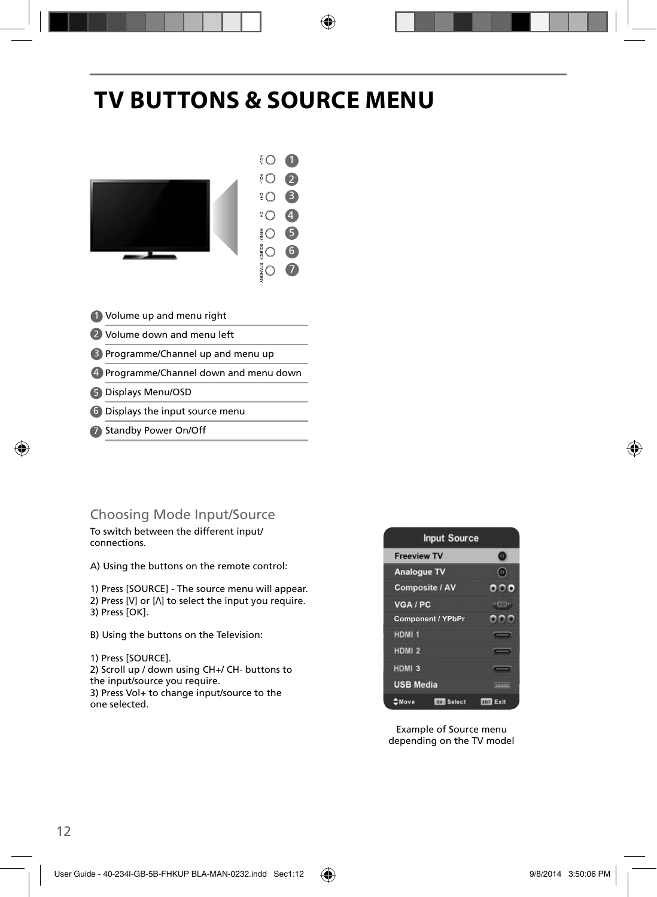# TV BUTTONS & SOURCE MENU

1. Volume up and menu right
2. Volume down and menu left
3. Programme/Channel up and menu up
4. Programme/Channel down and menu down
5. Displays Menu/OSD
6. Displays the input source menu
7. Standby Power On/Off

## Choosing Mode Input/Source

To switch between the different input/ connections.

A) Using the buttons on the remote control:

1) Press [SOURCE] - The source menu will appear.
2) Press [V] or [Λ] to select the input you require.
3) Press [OK].

B) Using the buttons on the Television:

1) Press [SOURCE].
2) Scroll up / down using CH+/ CH- buttons to the input/source you require.
3) Press Vol+ to change input/source to the one selected.

Example of Source menu depending on the TV model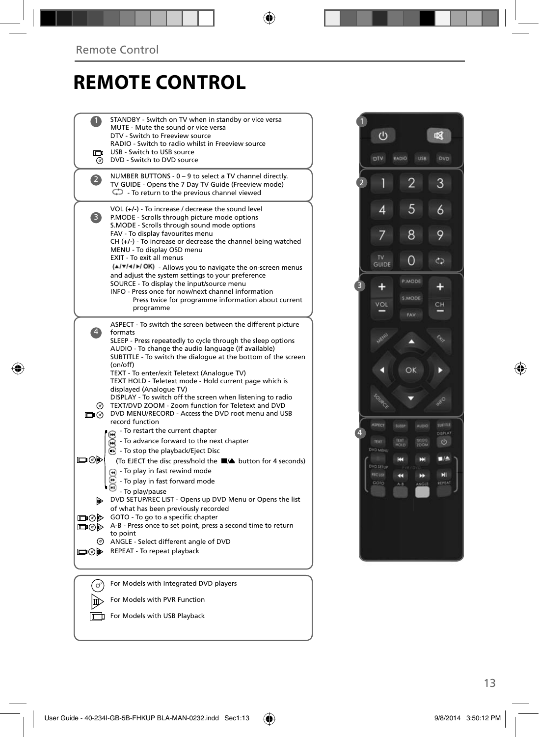# REMOTE CONTROL

**1**

- STANDBY - Switch on TV when in standby or vice versa
- MUTE - Mute the sound or vice versa
- DTV - Switch to Freeview source
- RADIO - Switch to radio whilst in Freeview source
- USB - Switch to USB source
- DVD - Switch to DVD source

**2**

- NUMBER BUTTONS - 0 – 9 to select a TV channel directly.
- TV GUIDE - Opens the 7 Day TV Guide (Freeview mode)
- ⮌ - To return to the previous channel viewed

**3**

- VOL (+/-) - To increase / decrease the sound level
- P.MODE - Scrolls through picture mode options
- S.MODE - Scrolls through sound mode options
- FAV - To display favourites menu
- CH (+/-) - To increase or decrease the channel being watched
- MENU - To display OSD menu
- EXIT - To exit all menus
- (▲/▼/◄/►/ OK) - Allows you to navigate the on-screen menus and adjust the system settings to your preference
- SOURCE - To display the input/source menu
- INFO - Press once for now/next channel information
  Press twice for programme information about current programme

**4**

- ASPECT - To switch the screen between the different picture formats
- SLEEP - Press repeatedly to cycle through the sleep options
- AUDIO - To change the audio language (if available)
- SUBTITLE - To switch the dialogue at the bottom of the screen (on/off)
- TEXT - To enter/exit Teletext (Analogue TV)
- TEXT HOLD - Teletext mode - Hold current page which is displayed (Analogue TV)
- DISPLAY - To switch off the screen when listening to radio
- TEXT/DVD ZOOM - Zoom function for Teletext and DVD
- DVD MENU/RECORD - Access the DVD root menu and USB record function
- ⏮ - To restart the current chapter
- ⏭ - To advance forward to the next chapter
- ■/▲ - To stop the playback/Eject Disc
  (To EJECT the disc press/hold the ■/▲ button for 4 seconds)
- ◄◄ - To play in fast rewind mode
- ►► - To play in fast forward mode
- ►II - To play/pause
- DVD SETUP/REC LIST - Opens up DVD Menu or Opens the list of what has been previously recorded
- GOTO - To go to a specific chapter
- A-B - Press once to set point, press a second time to return to point
- ANGLE - Select different angle of DVD
- REPEAT - To repeat playback

---

- For Models with Integrated DVD players
- For Models with PVR Function
- For Models with USB Playback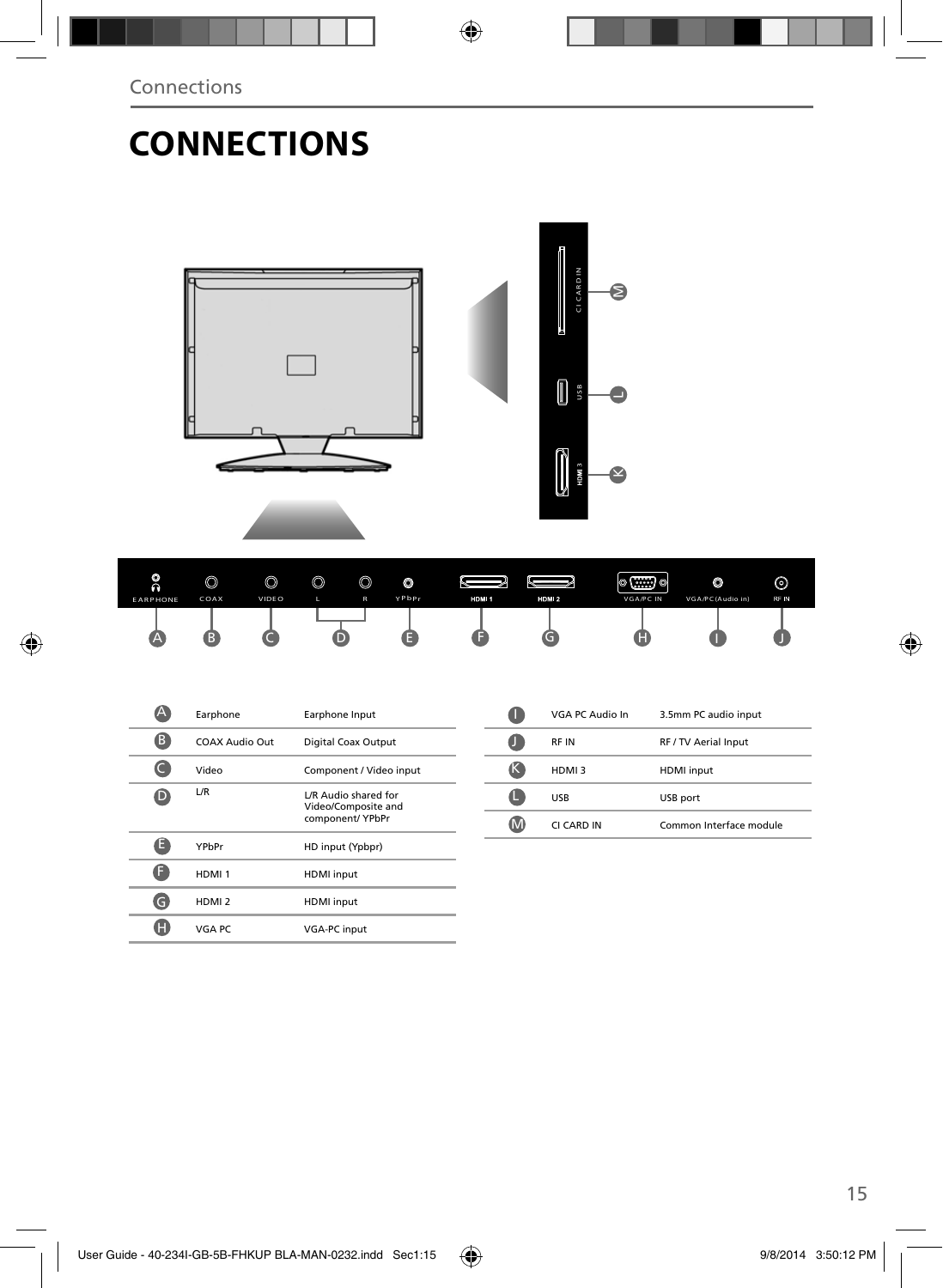# CONNECTIONS

| | | |
|---|---|---|
| A | Earphone | Earphone Input |
| B | COAX Audio Out | Digital Coax Output |
| C | Video | Component / Video input |
| D | L/R | L/R Audio shared for Video/Composite and component/ YPbPr |
| E | YPbPr | HD input (Ypbpr) |
| F | HDMI 1 | HDMI input |
| G | HDMI 2 | HDMI input |
| H | VGA PC | VGA-PC input |

| | | |
|---|---|---|
| I | VGA PC Audio In | 3.5mm PC audio input |
| J | RF IN | RF / TV Aerial Input |
| K | HDMI 3 | HDMI input |
| L | USB | USB port |
| M | CI CARD IN | Common Interface module |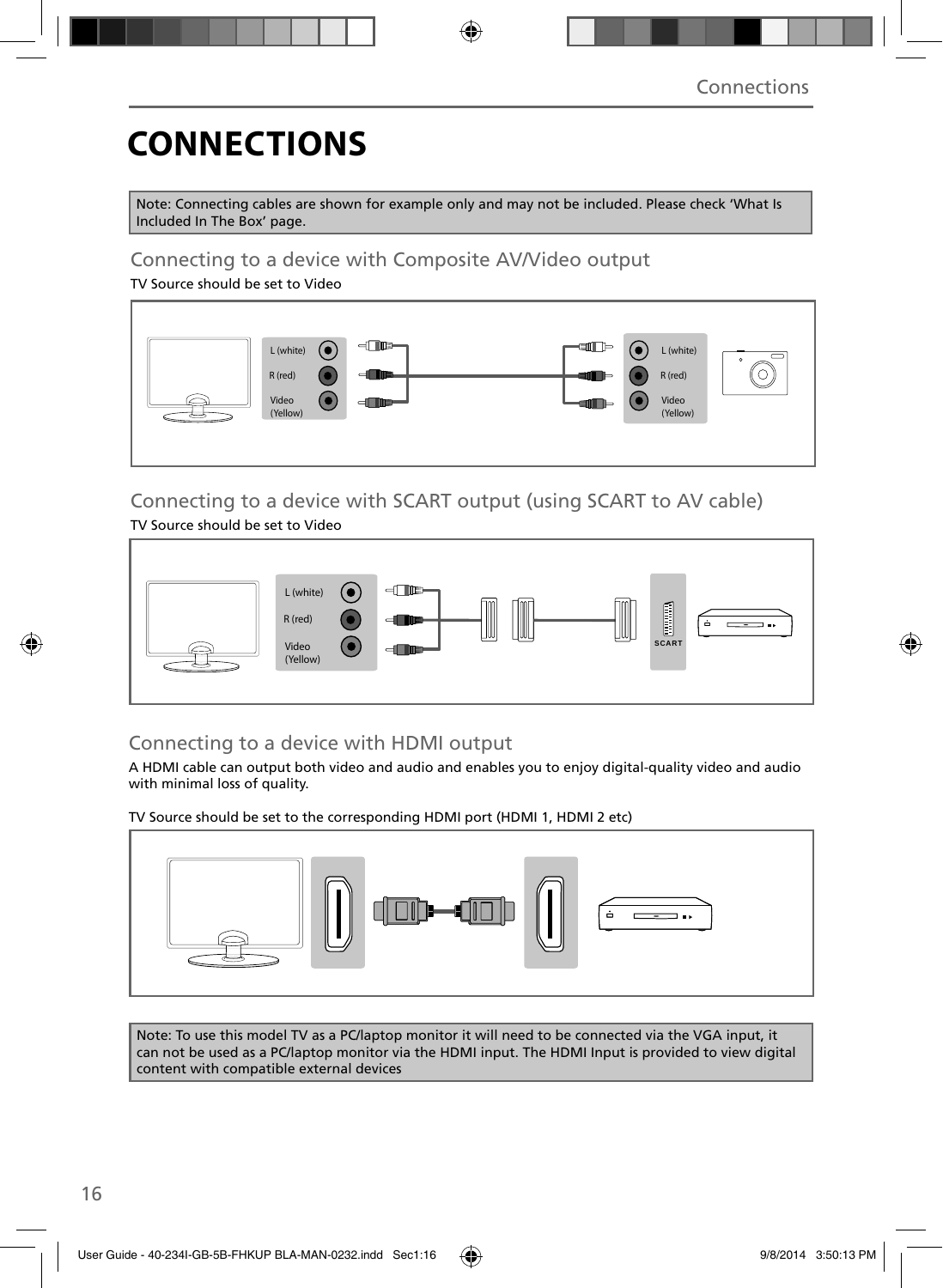# CONNECTIONS

Note: Connecting cables are shown for example only and may not be included. Please check 'What Is Included In The Box' page.

## Connecting to a device with Composite AV/Video output

TV Source should be set to Video

L (white)
R (red)
Video (Yellow)

L (white)
R (red)
Video (Yellow)

## Connecting to a device with SCART output (using SCART to AV cable)

TV Source should be set to Video

L (white)
R (red)
Video (Yellow)

SCART

## Connecting to a device with HDMI output

A HDMI cable can output both video and audio and enables you to enjoy digital-quality video and audio with minimal loss of quality.

TV Source should be set to the corresponding HDMI port (HDMI 1, HDMI 2 etc)

Note: To use this model TV as a PC/laptop monitor it will need to be connected via the VGA input, it can not be used as a PC/laptop monitor via the HDMI input. The HDMI Input is provided to view digital content with compatible external devices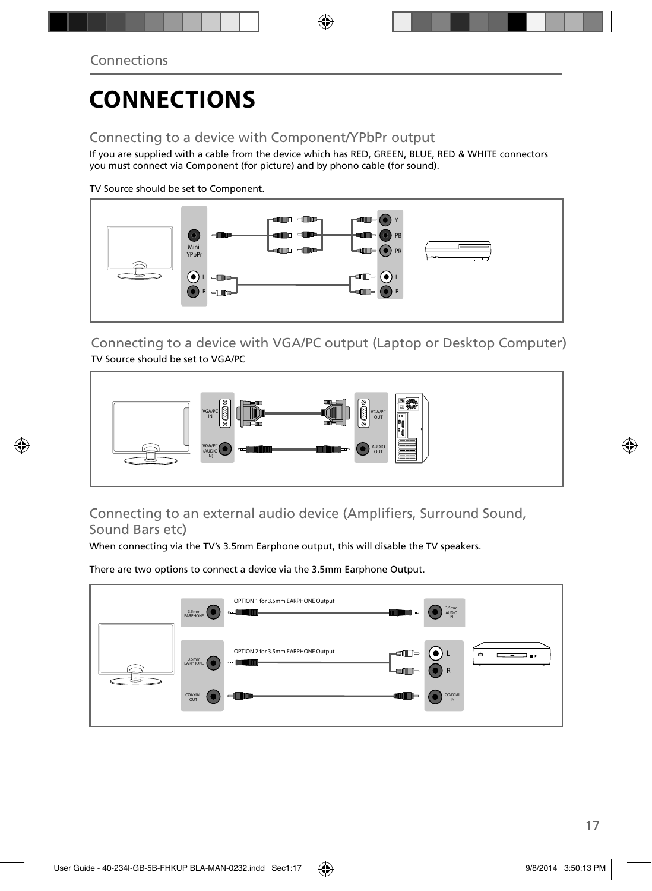# CONNECTIONS

## Connecting to a device with Component/YPbPr output

If you are supplied with a cable from the device which has RED, GREEN, BLUE, RED & WHITE connectors you must connect via Component (for picture) and by phono cable (for sound).

TV Source should be set to Component.

Mini YPbPr

L

R

Y

PB

PR

L

R

## Connecting to a device with VGA/PC output (Laptop or Desktop Computer)

TV Source should be set to VGA/PC

VGA/PC IN

VGA/PC (AUDIO IN)

VGA/PC OUT

AUDIO OUT

## Connecting to an external audio device (Amplifiers, Surround Sound, Sound Bars etc)

When connecting via the TV's 3.5mm Earphone output, this will disable the TV speakers.

There are two options to connect a device via the 3.5mm Earphone Output.

3.5mm EARPHONE

OPTION 1 for 3.5mm EARPHONE Output

3.5mm AUDIO IN

3.5mm EARPHONE

OPTION 2 for 3.5mm EARPHONE Output

L

R

COAXIAL OUT

COAXIAL IN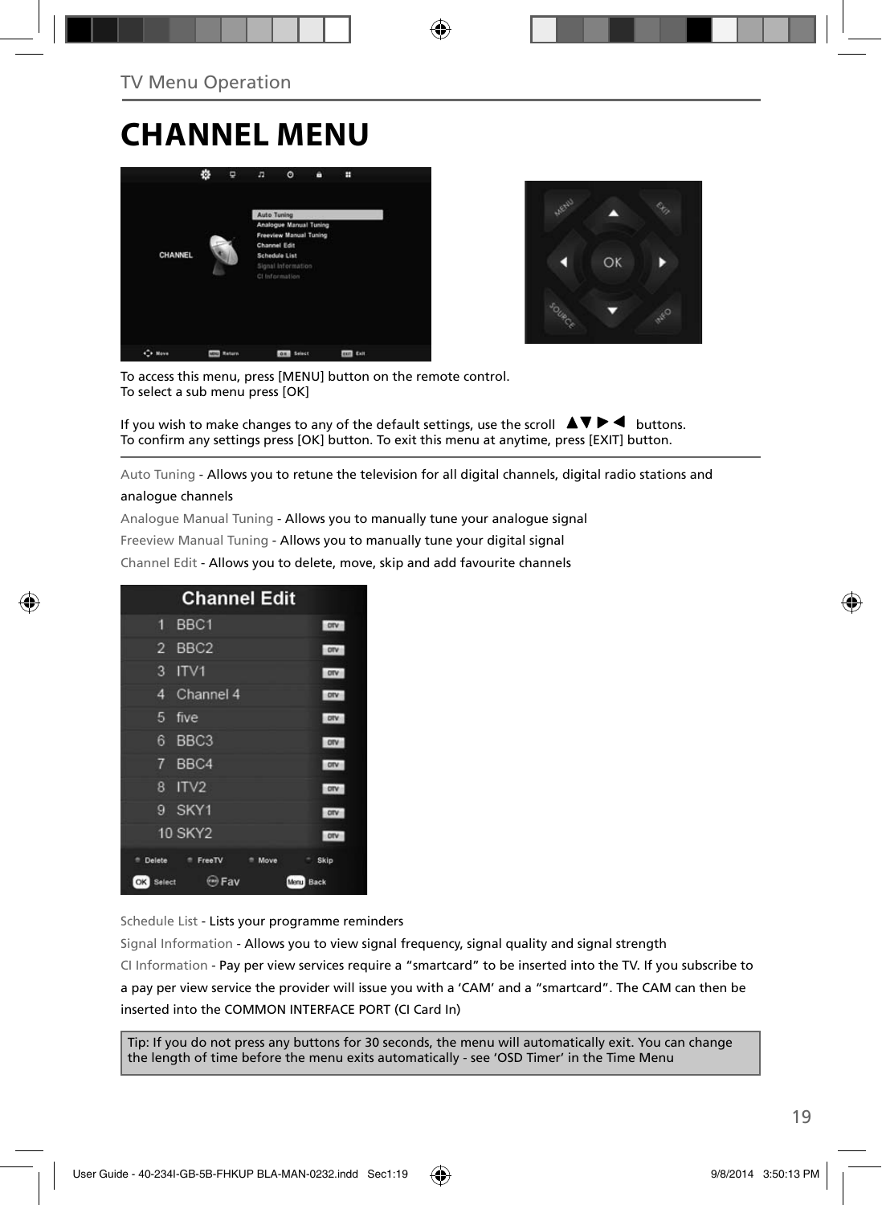TV Menu Operation

# CHANNEL MENU

To access this menu, press [MENU] button on the remote control.
To select a sub menu press [OK]

If you wish to make changes to any of the default settings, use the scroll ▲▼ ▶ ◀ buttons.
To confirm any settings press [OK] button. To exit this menu at anytime, press [EXIT] button.

Auto Tuning - Allows you to retune the television for all digital channels, digital radio stations and analogue channels

Analogue Manual Tuning - Allows you to manually tune your analogue signal

Freeview Manual Tuning - Allows you to manually tune your digital signal

Channel Edit - Allows you to delete, move, skip and add favourite channels

Schedule List - Lists your programme reminders

Signal Information - Allows you to view signal frequency, signal quality and signal strength

CI Information - Pay per view services require a "smartcard" to be inserted into the TV. If you subscribe to a pay per view service the provider will issue you with a 'CAM' and a "smartcard". The CAM can then be inserted into the COMMON INTERFACE PORT (CI Card In)

Tip: If you do not press any buttons for 30 seconds, the menu will automatically exit. You can change the length of time before the menu exits automatically - see 'OSD Timer' in the Time Menu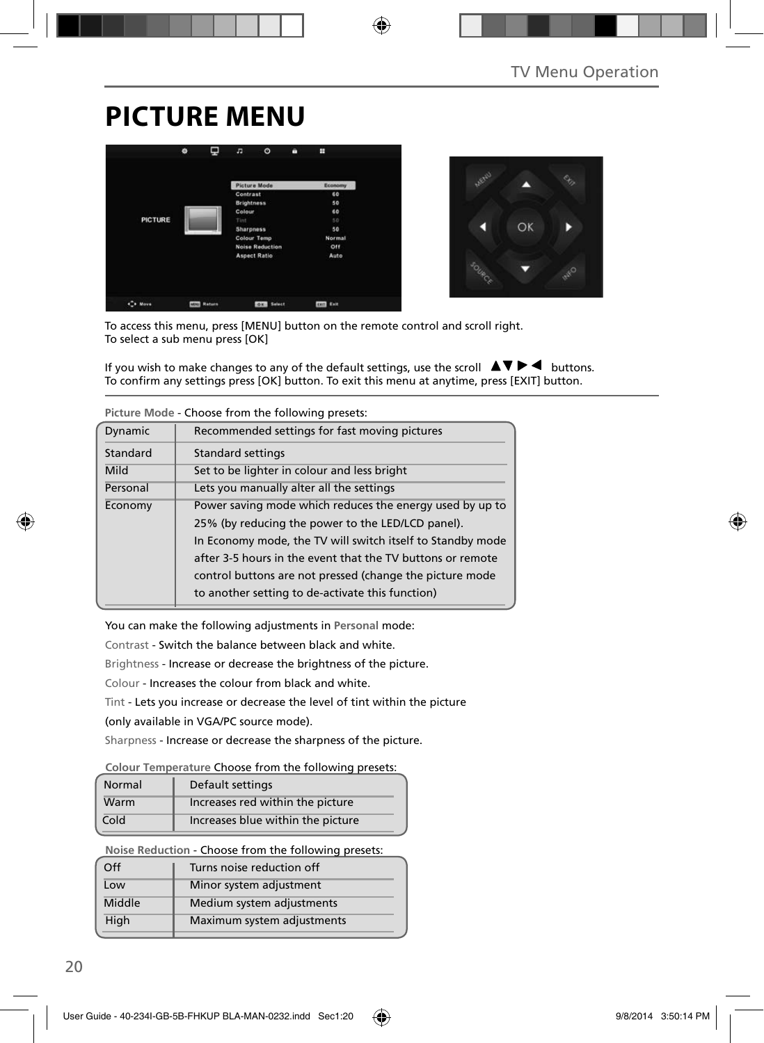# PICTURE MENU

To access this menu, press [MENU] button on the remote control and scroll right.
To select a sub menu press [OK]

If you wish to make changes to any of the default settings, use the scroll ▲▼ ▶ ◀ buttons.
To confirm any settings press [OK] button. To exit this menu at anytime, press [EXIT] button.

**Picture Mode** - Choose from the following presets:

| | |
|---|---|
| Dynamic | Recommended settings for fast moving pictures |
| Standard | Standard settings |
| Mild | Set to be lighter in colour and less bright |
| Personal | Lets you manually alter all the settings |
| Economy | Power saving mode which reduces the energy used by up to 25% (by reducing the power to the LED/LCD panel). In Economy mode, the TV will switch itself to Standby mode after 3-5 hours in the event that the TV buttons or remote control buttons are not pressed (change the picture mode to another setting to de-activate this function) |

You can make the following adjustments in **Personal** mode:

Contrast - Switch the balance between black and white.

Brightness - Increase or decrease the brightness of the picture.

Colour - Increases the colour from black and white.

Tint - Lets you increase or decrease the level of tint within the picture (only available in VGA/PC source mode).

Sharpness - Increase or decrease the sharpness of the picture.

**Colour Temperature** Choose from the following presets:

| | |
|---|---|
| Normal | Default settings |
| Warm | Increases red within the picture |
| Cold | Increases blue within the picture |

**Noise Reduction** - Choose from the following presets:

| | |
|---|---|
| Off | Turns noise reduction off |
| Low | Minor system adjustment |
| Middle | Medium system adjustments |
| High | Maximum system adjustments |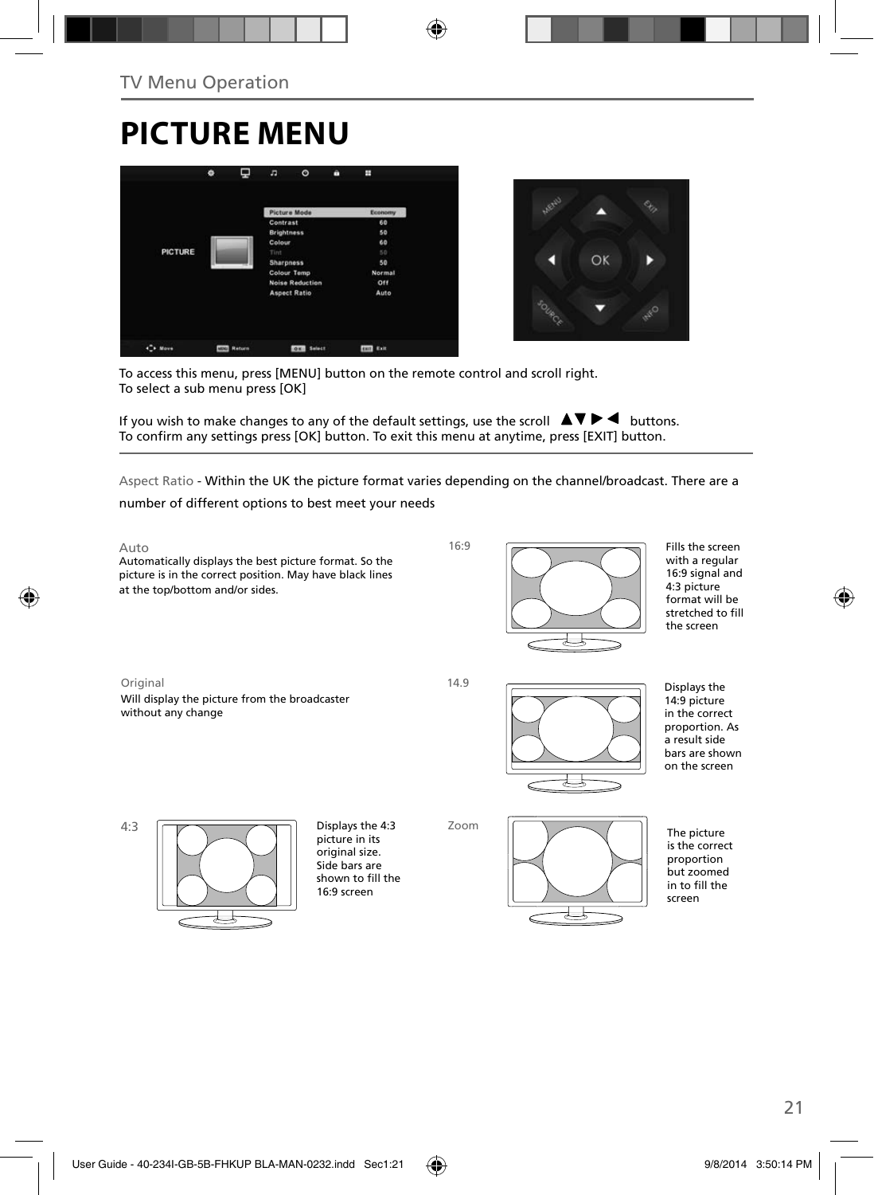TV Menu Operation

# PICTURE MENU

To access this menu, press [MENU] button on the remote control and scroll right.
To select a sub menu press [OK]

If you wish to make changes to any of the default settings, use the scroll ▲▼ ▶ ◀ buttons.
To confirm any settings press [OK] button. To exit this menu at anytime, press [EXIT] button.

Aspect Ratio - Within the UK the picture format varies depending on the channel/broadcast. There are a number of different options to best meet your needs

**Auto**
Automatically displays the best picture format. So the picture is in the correct position. May have black lines at the top/bottom and/or sides.

**16:9**
Fills the screen with a regular 16:9 signal and 4:3 picture format will be stretched to fill the screen

**Original**
Will display the picture from the broadcaster without any change

**14.9**
Displays the 14:9 picture in the correct proportion. As a result side bars are shown on the screen

**4:3**
Displays the 4:3 picture in its original size. Side bars are shown to fill the 16:9 screen

**Zoom**
The picture is the correct proportion but zoomed in to fill the screen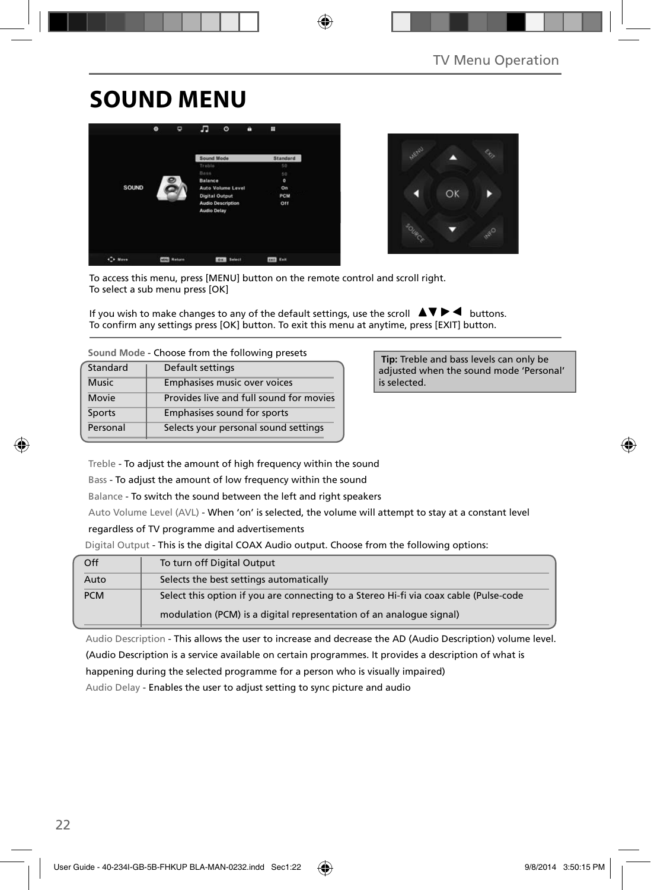# SOUND MENU

To access this menu, press [MENU] button on the remote control and scroll right.
To select a sub menu press [OK]

If you wish to make changes to any of the default settings, use the scroll ▲▼▶◀ buttons.
To confirm any settings press [OK] button. To exit this menu at anytime, press [EXIT] button.

Sound Mode - Choose from the following presets

| Standard | Default settings |
|---|---|
| Music | Emphasises music over voices |
| Movie | Provides live and full sound for movies |
| Sports | Emphasises sound for sports |
| Personal | Selects your personal sound settings |

**Tip:** Treble and bass levels can only be adjusted when the sound mode 'Personal' is selected.

Treble - To adjust the amount of high frequency within the sound

Bass - To adjust the amount of low frequency within the sound

Balance - To switch the sound between the left and right speakers

Auto Volume Level (AVL) - When 'on' is selected, the volume will attempt to stay at a constant level regardless of TV programme and advertisements

Digital Output - This is the digital COAX Audio output. Choose from the following options:

| Off | To turn off Digital Output |
|---|---|
| Auto | Selects the best settings automatically |
| PCM | Select this option if you are connecting to a Stereo Hi-fi via coax cable (Pulse-code modulation (PCM) is a digital representation of an analogue signal) |

Audio Description - This allows the user to increase and decrease the AD (Audio Description) volume level. (Audio Description is a service available on certain programmes. It provides a description of what is happening during the selected programme for a person who is visually impaired)

Audio Delay - Enables the user to adjust setting to sync picture and audio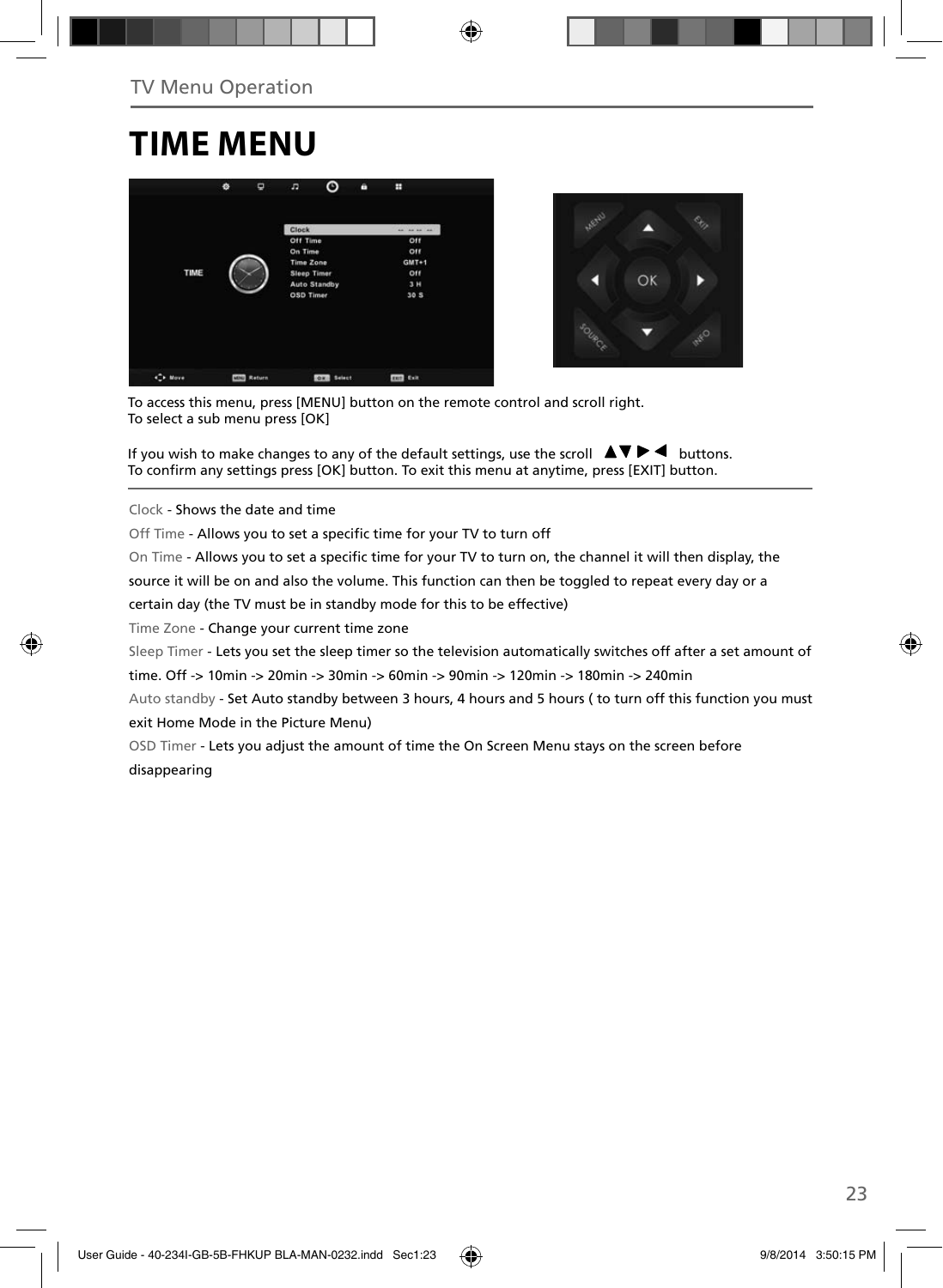# TIME MENU

To access this menu, press [MENU] button on the remote control and scroll right.
To select a sub menu press [OK]

If you wish to make changes to any of the default settings, use the scroll ▲▼▶◀ buttons.
To confirm any settings press [OK] button. To exit this menu at anytime, press [EXIT] button.

Clock - Shows the date and time

Off Time - Allows you to set a specific time for your TV to turn off

On Time - Allows you to set a specific time for your TV to turn on, the channel it will then display, the source it will be on and also the volume. This function can then be toggled to repeat every day or a certain day (the TV must be in standby mode for this to be effective)

Time Zone - Change your current time zone

Sleep Timer - Lets you set the sleep timer so the television automatically switches off after a set amount of time. Off -> 10min -> 20min -> 30min -> 60min -> 90min -> 120min -> 180min -> 240min

Auto standby - Set Auto standby between 3 hours, 4 hours and 5 hours ( to turn off this function you must exit Home Mode in the Picture Menu)

OSD Timer - Lets you adjust the amount of time the On Screen Menu stays on the screen before disappearing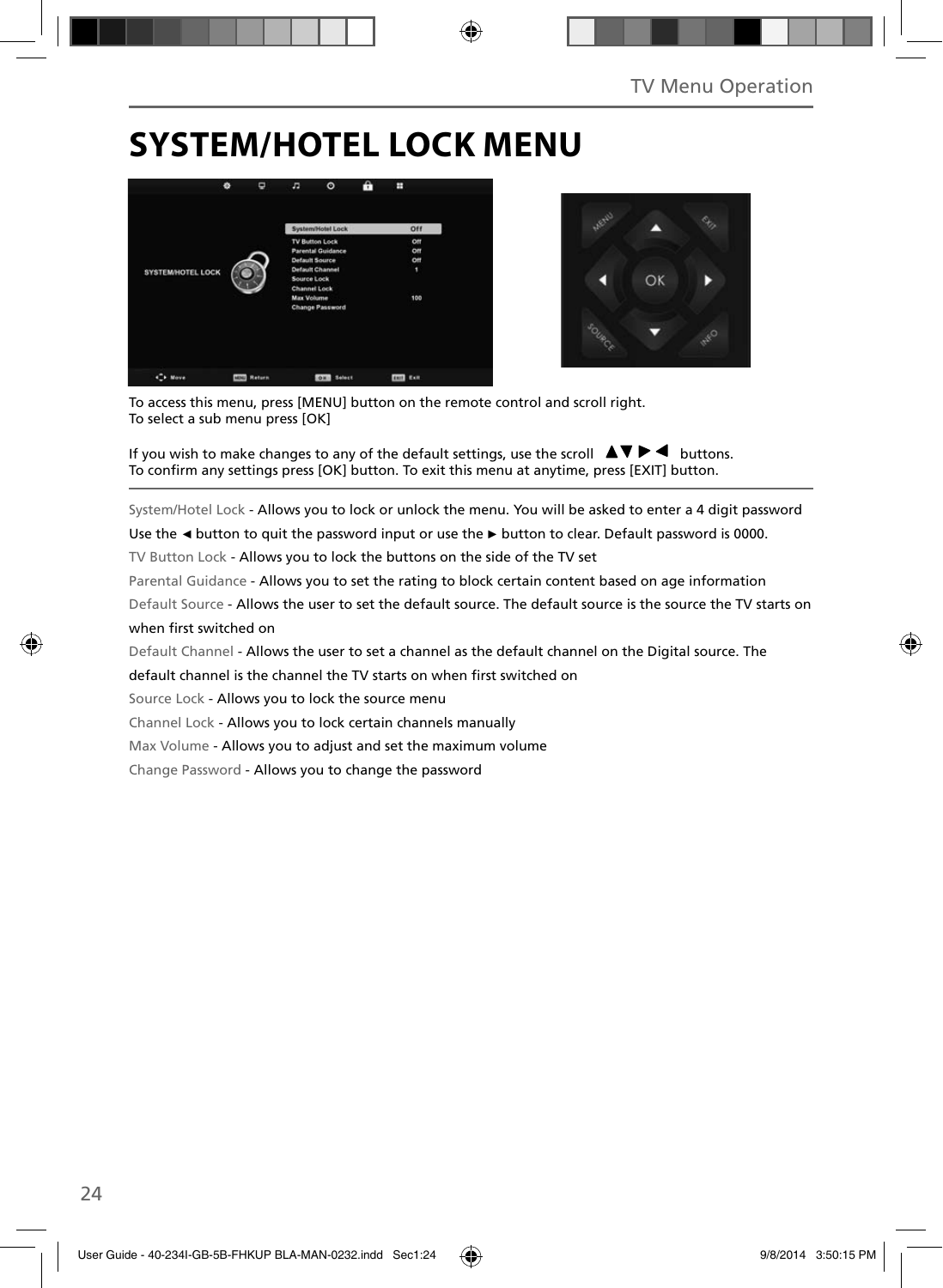# SYSTEM/HOTEL LOCK MENU

To access this menu, press [MENU] button on the remote control and scroll right.
To select a sub menu press [OK]

If you wish to make changes to any of the default settings, use the scroll ▲▼ ▶ ◀ buttons.
To confirm any settings press [OK] button. To exit this menu at anytime, press [EXIT] button.

System/Hotel Lock - Allows you to lock or unlock the menu. You will be asked to enter a 4 digit password
Use the ◄ button to quit the password input or use the ► button to clear. Default password is 0000.

TV Button Lock - Allows you to lock the buttons on the side of the TV set

Parental Guidance - Allows you to set the rating to block certain content based on age information

Default Source - Allows the user to set the default source. The default source is the source the TV starts on when first switched on

Default Channel - Allows the user to set a channel as the default channel on the Digital source. The default channel is the channel the TV starts on when first switched on

Source Lock - Allows you to lock the source menu

Channel Lock - Allows you to lock certain channels manually

Max Volume - Allows you to adjust and set the maximum volume

Change Password - Allows you to change the password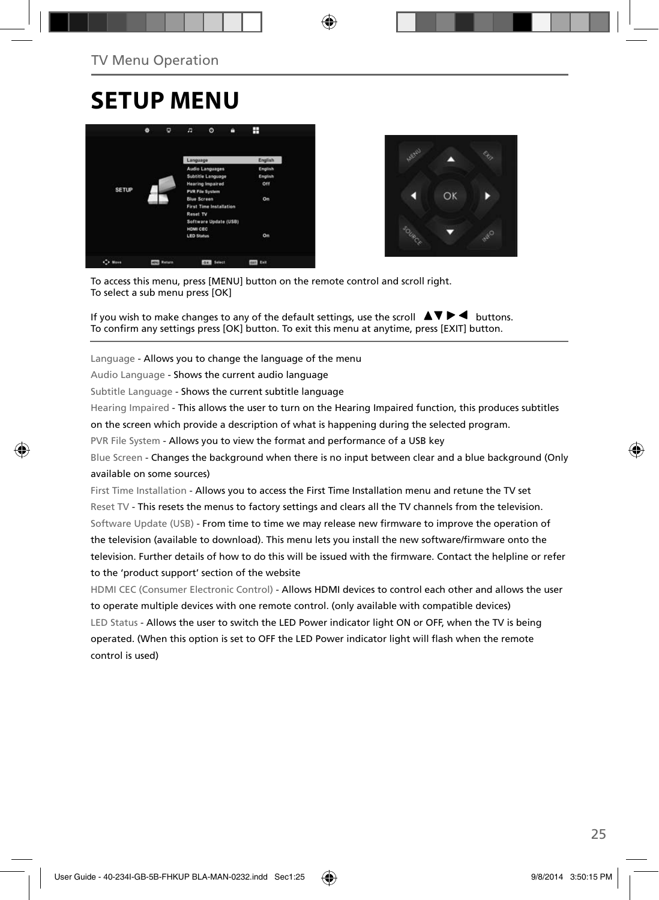TV Menu Operation

# SETUP MENU

To access this menu, press [MENU] button on the remote control and scroll right.
To select a sub menu press [OK]

If you wish to make changes to any of the default settings, use the scroll ▲▼▶◀ buttons.
To confirm any settings press [OK] button. To exit this menu at anytime, press [EXIT] button.

Language - Allows you to change the language of the menu

Audio Language - Shows the current audio language

Subtitle Language - Shows the current subtitle language

Hearing Impaired - This allows the user to turn on the Hearing Impaired function, this produces subtitles on the screen which provide a description of what is happening during the selected program.

PVR File System - Allows you to view the format and performance of a USB key

Blue Screen - Changes the background when there is no input between clear and a blue background (Only available on some sources)

First Time Installation - Allows you to access the First Time Installation menu and retune the TV set

Reset TV - This resets the menus to factory settings and clears all the TV channels from the television.

Software Update (USB) - From time to time we may release new firmware to improve the operation of the television (available to download). This menu lets you install the new software/firmware onto the television. Further details of how to do this will be issued with the firmware. Contact the helpline or refer to the 'product support' section of the website

HDMI CEC (Consumer Electronic Control) - Allows HDMI devices to control each other and allows the user to operate multiple devices with one remote control. (only available with compatible devices)

LED Status - Allows the user to switch the LED Power indicator light ON or OFF, when the TV is being operated. (When this option is set to OFF the LED Power indicator light will flash when the remote control is used)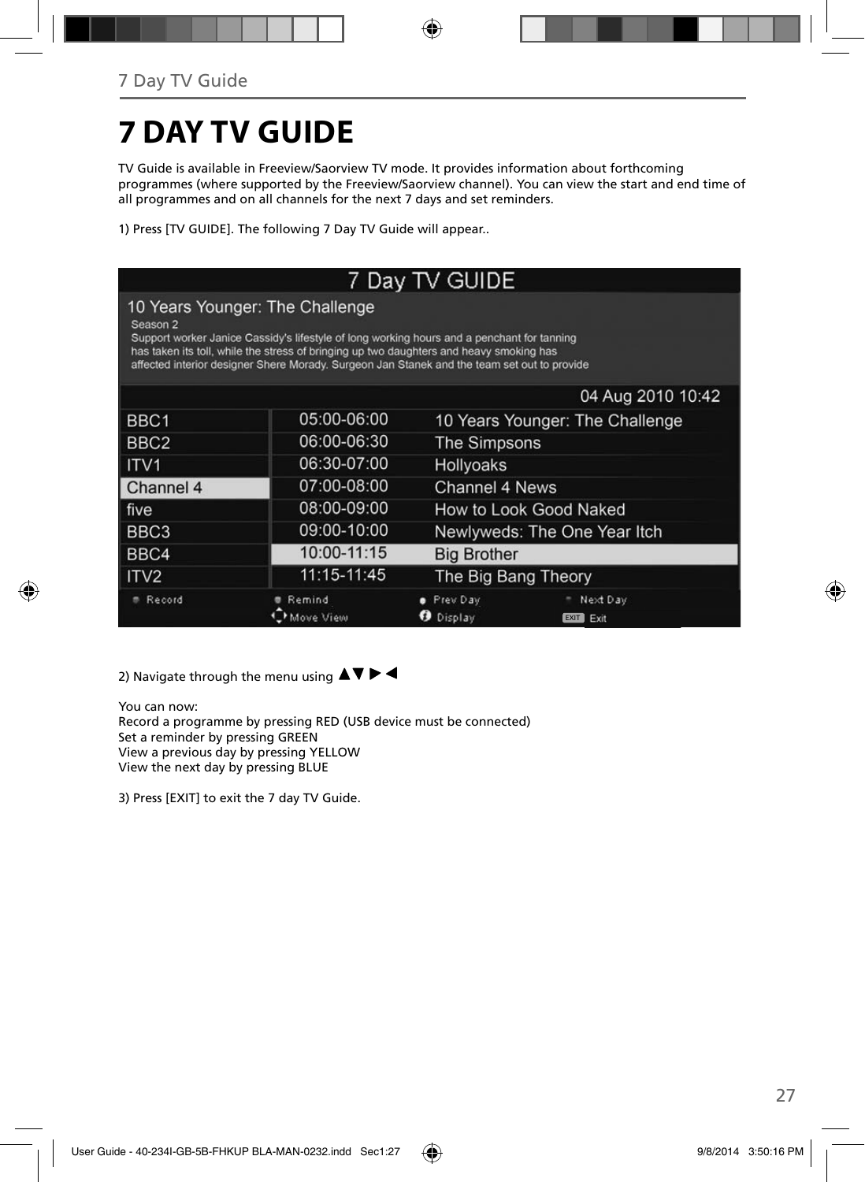# 7 DAY TV GUIDE

TV Guide is available in Freeview/Saorview TV mode. It provides information about forthcoming programmes (where supported by the Freeview/Saorview channel). You can view the start and end time of all programmes and on all channels for the next 7 days and set reminders.

1) Press [TV GUIDE]. The following 7 Day TV Guide will appear..

2) Navigate through the menu using ▲▼ ▶ ◀

You can now:
Record a programme by pressing RED (USB device must be connected)
Set a reminder by pressing GREEN
View a previous day by pressing YELLOW
View the next day by pressing BLUE

3) Press [EXIT] to exit the 7 day TV Guide.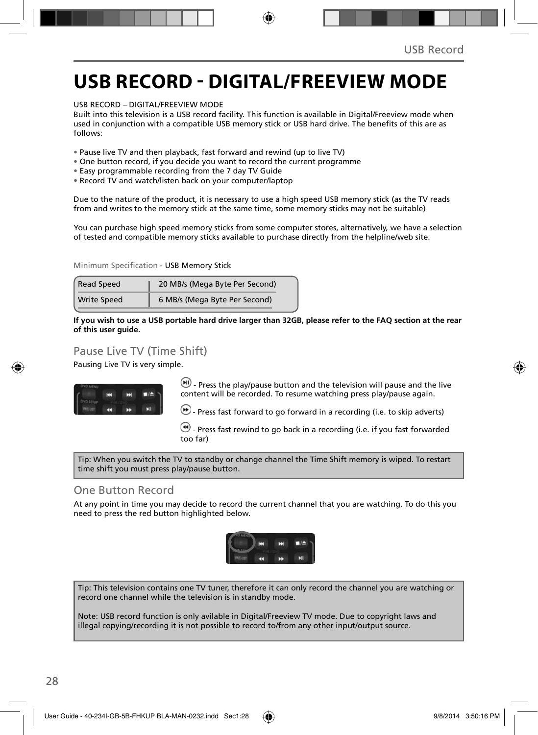# USB RECORD - DIGITAL/FREEVIEW MODE

USB RECORD – DIGITAL/FREEVIEW MODE
Built into this television is a USB record facility. This function is available in Digital/Freeview mode when used in conjunction with a compatible USB memory stick or USB hard drive. The benefits of this are as follows:

- Pause live TV and then playback, fast forward and rewind (up to live TV)
- One button record, if you decide you want to record the current programme
- Easy programmable recording from the 7 day TV Guide
- Record TV and watch/listen back on your computer/laptop

Due to the nature of the product, it is necessary to use a high speed USB memory stick (as the TV reads from and writes to the memory stick at the same time, some memory sticks may not be suitable)

You can purchase high speed memory sticks from some computer stores, alternatively, we have a selection of tested and compatible memory sticks available to purchase directly from the helpline/web site.

Minimum Specification - USB Memory Stick

| Read Speed | 20 MB/s (Mega Byte Per Second) |
|---|---|
| Write Speed | 6 MB/s (Mega Byte Per Second) |

**If you wish to use a USB portable hard drive larger than 32GB, please refer to the FAQ section at the rear of this user guide.**

## Pause Live TV (Time Shift)

Pausing Live TV is very simple.

- Press the play/pause button and the television will pause and the live content will be recorded. To resume watching press play/pause again.

- Press fast forward to go forward in a recording (i.e. to skip adverts)

- Press fast rewind to go back in a recording (i.e. if you fast forwarded too far)

Tip: When you switch the TV to standby or change channel the Time Shift memory is wiped. To restart time shift you must press play/pause button.

## One Button Record

At any point in time you may decide to record the current channel that you are watching. To do this you need to press the red button highlighted below.

Tip: This television contains one TV tuner, therefore it can only record the channel you are watching or record one channel while the television is in standby mode.

Note: USB record function is only avilable in Digital/Freeview TV mode. Due to copyright laws and illegal copying/recording it is not possible to record to/from any other input/output source.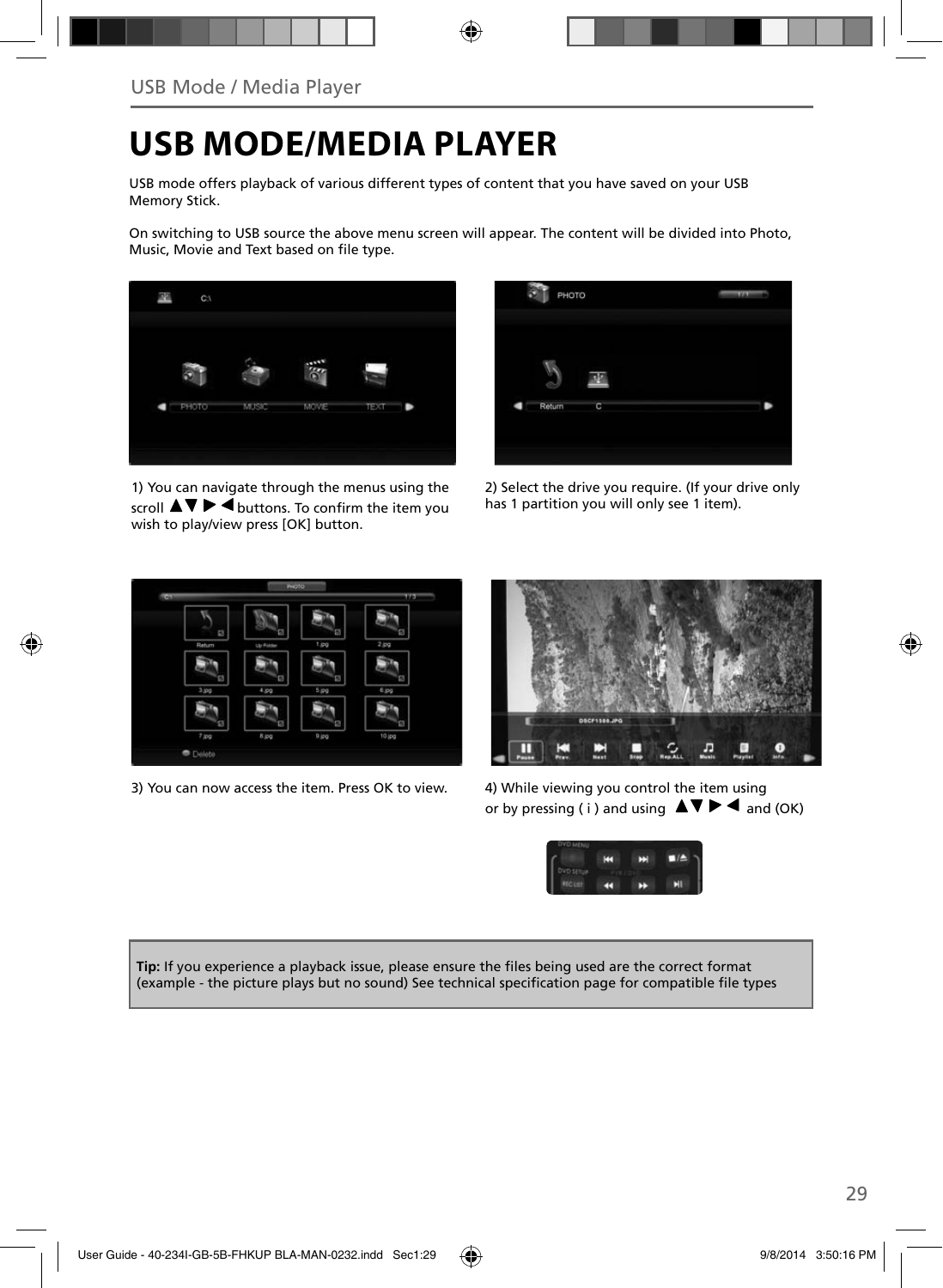# USB MODE/MEDIA PLAYER

USB mode offers playback of various different types of content that you have saved on your USB Memory Stick.

On switching to USB source the above menu screen will appear. The content will be divided into Photo, Music, Movie and Text based on file type.

1) You can navigate through the menus using the scroll ▲▼ ▶ ◀ buttons. To confirm the item you wish to play/view press [OK] button.

2) Select the drive you require. (If your drive only has 1 partition you will only see 1 item).

3) You can now access the item. Press OK to view.

4) While viewing you control the item using or by pressing ( i ) and using ▲▼ ▶ ◀ and (OK)

**Tip:** If you experience a playback issue, please ensure the files being used are the correct format (example - the picture plays but no sound) See technical specification page for compatible file types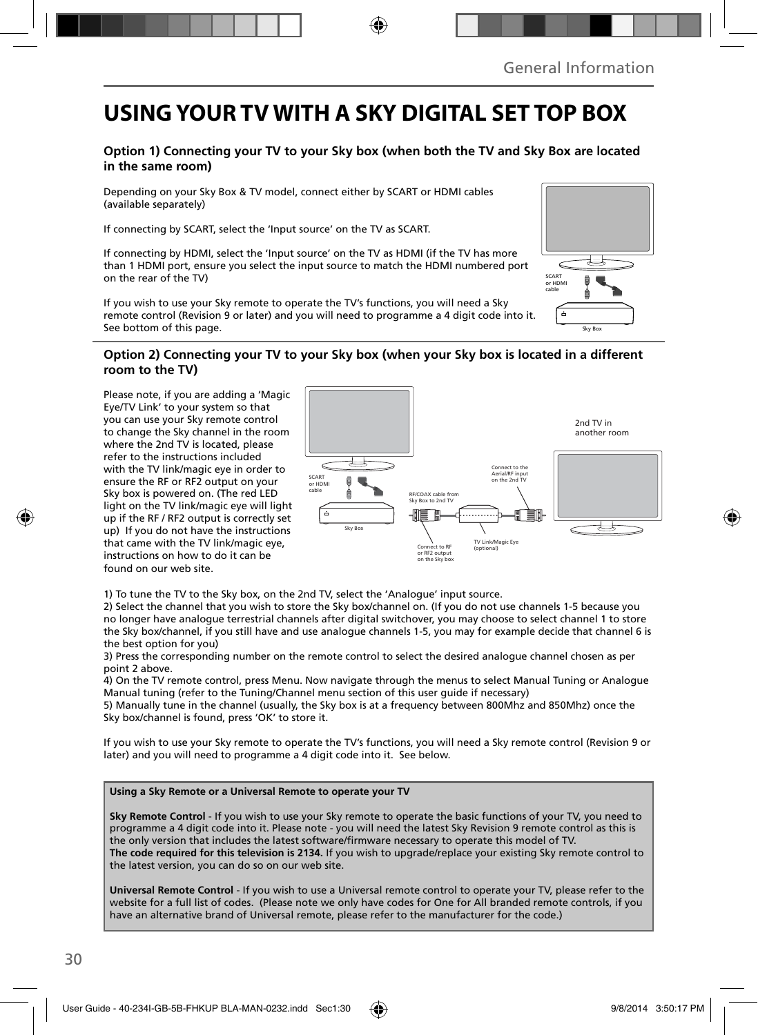# USING YOUR TV WITH A SKY DIGITAL SET TOP BOX

### Option 1) Connecting your TV to your Sky box (when both the TV and Sky Box are located in the same room)

Depending on your Sky Box & TV model, connect either by SCART or HDMI cables (available separately)

If connecting by SCART, select the 'Input source' on the TV as SCART.

If connecting by HDMI, select the 'Input source' on the TV as HDMI (if the TV has more than 1 HDMI port, ensure you select the input source to match the HDMI numbered port on the rear of the TV)

If you wish to use your Sky remote to operate the TV's functions, you will need a Sky remote control (Revision 9 or later) and you will need to programme a 4 digit code into it. See bottom of this page.

SCART or HDMI cable

Sky Box

### Option 2) Connecting your TV to your Sky box (when your Sky box is located in a different room to the TV)

Please note, if you are adding a 'Magic Eye/TV Link' to your system so that you can use your Sky remote control to change the Sky channel in the room where the 2nd TV is located, please refer to the instructions included with the TV link/magic eye in order to ensure the RF or RF2 output on your Sky box is powered on. (The red LED light on the TV link/magic eye will light up if the RF / RF2 output is correctly set up) If you do not have the instructions that came with the TV link/magic eye, instructions on how to do it can be found on our web site.

2nd TV in another room

SCART or HDMI cable

Sky Box

RF/COAX cable from Sky Box to 2nd TV

Connect to the Aerial/RF input on the 2nd TV

Connect to RF or RF2 output on the Sky box

TV Link/Magic Eye (optional)

1) To tune the TV to the Sky box, on the 2nd TV, select the 'Analogue' input source.
2) Select the channel that you wish to store the Sky box/channel on. (If you do not use channels 1-5 because you no longer have analogue terrestrial channels after digital switchover, you may choose to select channel 1 to store the Sky box/channel, if you still have and use analogue channels 1-5, you may for example decide that channel 6 is the best option for you)
3) Press the corresponding number on the remote control to select the desired analogue channel chosen as per point 2 above.
4) On the TV remote control, press Menu. Now navigate through the menus to select Manual Tuning or Analogue Manual tuning (refer to the Tuning/Channel menu section of this user guide if necessary)
5) Manually tune in the channel (usually, the Sky box is at a frequency between 800Mhz and 850Mhz) once the Sky box/channel is found, press 'OK' to store it.

If you wish to use your Sky remote to operate the TV's functions, you will need a Sky remote control (Revision 9 or later) and you will need to programme a 4 digit code into it. See below.

**Using a Sky Remote or a Universal Remote to operate your TV**

**Sky Remote Control** - If you wish to use your Sky remote to operate the basic functions of your TV, you need to programme a 4 digit code into it. Please note - you will need the latest Sky Revision 9 remote control as this is the only version that includes the latest software/firmware necessary to operate this model of TV.
**The code required for this television is 2134.** If you wish to upgrade/replace your existing Sky remote control to the latest version, you can do so on our web site.

**Universal Remote Control** - If you wish to use a Universal remote control to operate your TV, please refer to the website for a full list of codes. (Please note we only have codes for One for All branded remote controls, if you have an alternative brand of Universal remote, please refer to the manufacturer for the code.)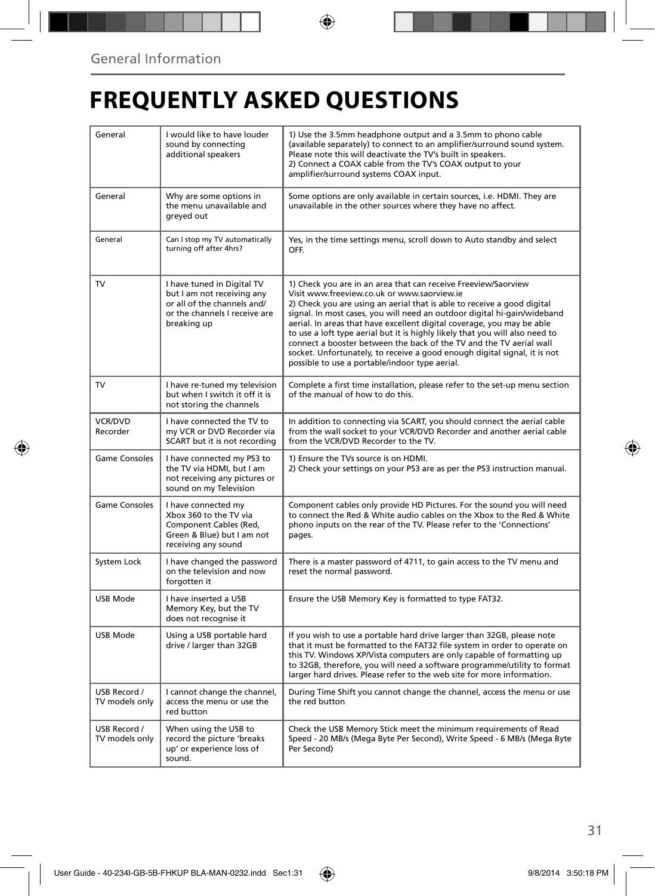General Information

# FREQUENTLY ASKED QUESTIONS

| | | |
|---|---|---|
| General | I would like to have louder sound by connecting additional speakers | 1) Use the 3.5mm headphone output and a 3.5mm to phono cable (available separately) to connect to an amplifier/surround sound system. Please note this will deactivate the TV's built in speakers.<br>2) Connect a COAX cable from the TV's COAX output to your amplifier/surround systems COAX input. |
| General | Why are some options in the menu unavailable and greyed out | Some options are only available in certain sources, i.e. HDMI. They are unavailable in the other sources where they have no affect. |
| General | Can I stop my TV automatically turning off after 4hrs? | Yes, in the time settings menu, scroll down to Auto standby and select OFF. |
| TV | I have tuned in Digital TV but I am not receiving any or all of the channels and/ or the channels I receive are breaking up | 1) Check you are in an area that can receive Freeview/Saorview Visit www.freeview.co.uk or www.saorview.ie<br>2) Check you are using an aerial that is able to receive a good digital signal. In most cases, you will need an outdoor digital hi-gain/wideband aerial. In areas that have excellent digital coverage, you may be able to use a loft type aerial but it is highly likely that you will also need to connect a booster between the back of the TV and the TV aerial wall socket. Unfortunately, to receive a good enough digital signal, it is not possible to use a portable/indoor type aerial. |
| TV | I have re-tuned my television but when I switch it off it is not storing the channels | Complete a first time installation, please refer to the set-up menu section of the manual of how to do this. |
| VCR/DVD Recorder | I have connected the TV to my VCR or DVD Recorder via SCART but it is not recording | In addition to connecting via SCART, you should connect the aerial cable from the wall socket to your VCR/DVD Recorder and another aerial cable from the VCR/DVD Recorder to the TV. |
| Game Consoles | I have connected my PS3 to the TV via HDMI, but I am not receiving any pictures or sound on my Television | 1) Ensure the TVs source is on HDMI.<br>2) Check your settings on your PS3 are as per the PS3 instruction manual. |
| Game Consoles | I have connected my Xbox 360 to the TV via Component Cables (Red, Green & Blue) but I am not receiving any sound | Component cables only provide HD Pictures. For the sound you will need to connect the Red & White audio cables on the Xbox to the Red & White phono inputs on the rear of the TV. Please refer to the 'Connections' pages. |
| System Lock | I have changed the password on the television and now forgotten it | There is a master password of 4711, to gain access to the TV menu and reset the normal password. |
| USB Mode | I have inserted a USB Memory Key, but the TV does not recognise it | Ensure the USB Memory Key is formatted to type FAT32. |
| USB Mode | Using a USB portable hard drive / larger than 32GB | If you wish to use a portable hard drive larger than 32GB, please note that it must be formatted to the FAT32 file system in order to operate on this TV. Windows XP/Vista computers are only capable of formatting up to 32GB, therefore, you will need a software programme/utility to format larger hard drives. Please refer to the web site for more information. |
| USB Record / TV models only | I cannot change the channel, access the menu or use the red button | During Time Shift you cannot change the channel, access the menu or use the red button |
| USB Record / TV models only | When using the USB to record the picture 'breaks up' or experience loss of sound. | Check the USB Memory Stick meet the minimum requirements of Read Speed - 20 MB/s (Mega Byte Per Second), Write Speed - 6 MB/s (Mega Byte Per Second) |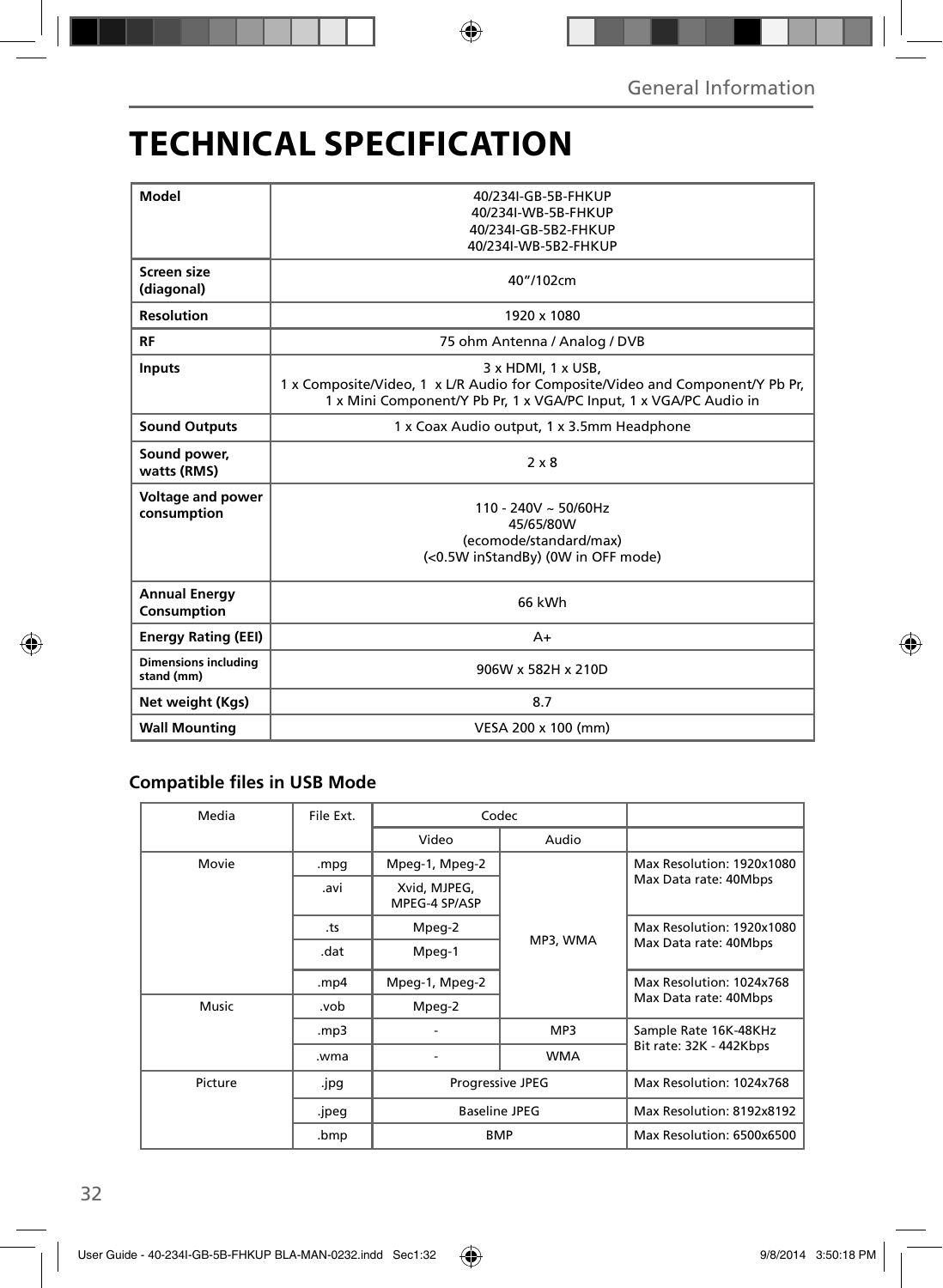# TECHNICAL SPECIFICATION

| Model | 40/234I-GB-5B-FHKUP<br>40/234I-WB-5B-FHKUP<br>40/234I-GB-5B2-FHKUP<br>40/234I-WB-5B2-FHKUP |
|---|---|
| Screen size (diagonal) | 40"/102cm |
| Resolution | 1920 x 1080 |
| RF | 75 ohm Antenna / Analog / DVB |
| Inputs | 3 x HDMI, 1 x USB,<br>1 x Composite/Video, 1 x L/R Audio for Composite/Video and Component/Y Pb Pr,<br>1 x Mini Component/Y Pb Pr, 1 x VGA/PC Input, 1 x VGA/PC Audio in |
| Sound Outputs | 1 x Coax Audio output, 1 x 3.5mm Headphone |
| Sound power, watts (RMS) | 2 x 8 |
| Voltage and power consumption | 110 - 240V ~ 50/60Hz<br>45/65/80W<br>(ecomode/standard/max)<br>(<0.5W inStandBy) (0W in OFF mode) |
| Annual Energy Consumption | 66 kWh |
| Energy Rating (EEI) | A+ |
| Dimensions including stand (mm) | 906W x 582H x 210D |
| Net weight (Kgs) | 8.7 |
| Wall Mounting | VESA 200 x 100 (mm) |

## Compatible files in USB Mode

| Media | File Ext. | Codec | | |
|---|---|---|---|---|
| | | Video | Audio | |
| Movie | .mpg | Mpeg-1, Mpeg-2 | MP3, WMA | Max Resolution: 1920x1080<br>Max Data rate: 40Mbps |
| | .avi | Xvid, MJPEG, MPEG-4 SP/ASP | | |
| | .ts | Mpeg-2 | | Max Resolution: 1920x1080<br>Max Data rate: 40Mbps |
| | .dat | Mpeg-1 | | |
| | .mp4 | Mpeg-1, Mpeg-2 | | Max Resolution: 1024x768<br>Max Data rate: 40Mbps |
| Music | .vob | Mpeg-2 | | |
| | .mp3 | - | MP3 | Sample Rate 16K-48KHz<br>Bit rate: 32K - 442Kbps |
| | .wma | - | WMA | |
| Picture | .jpg | Progressive JPEG | | Max Resolution: 1024x768 |
| | .jpeg | Baseline JPEG | | Max Resolution: 8192x8192 |
| | .bmp | BMP | | Max Resolution: 6500x6500 |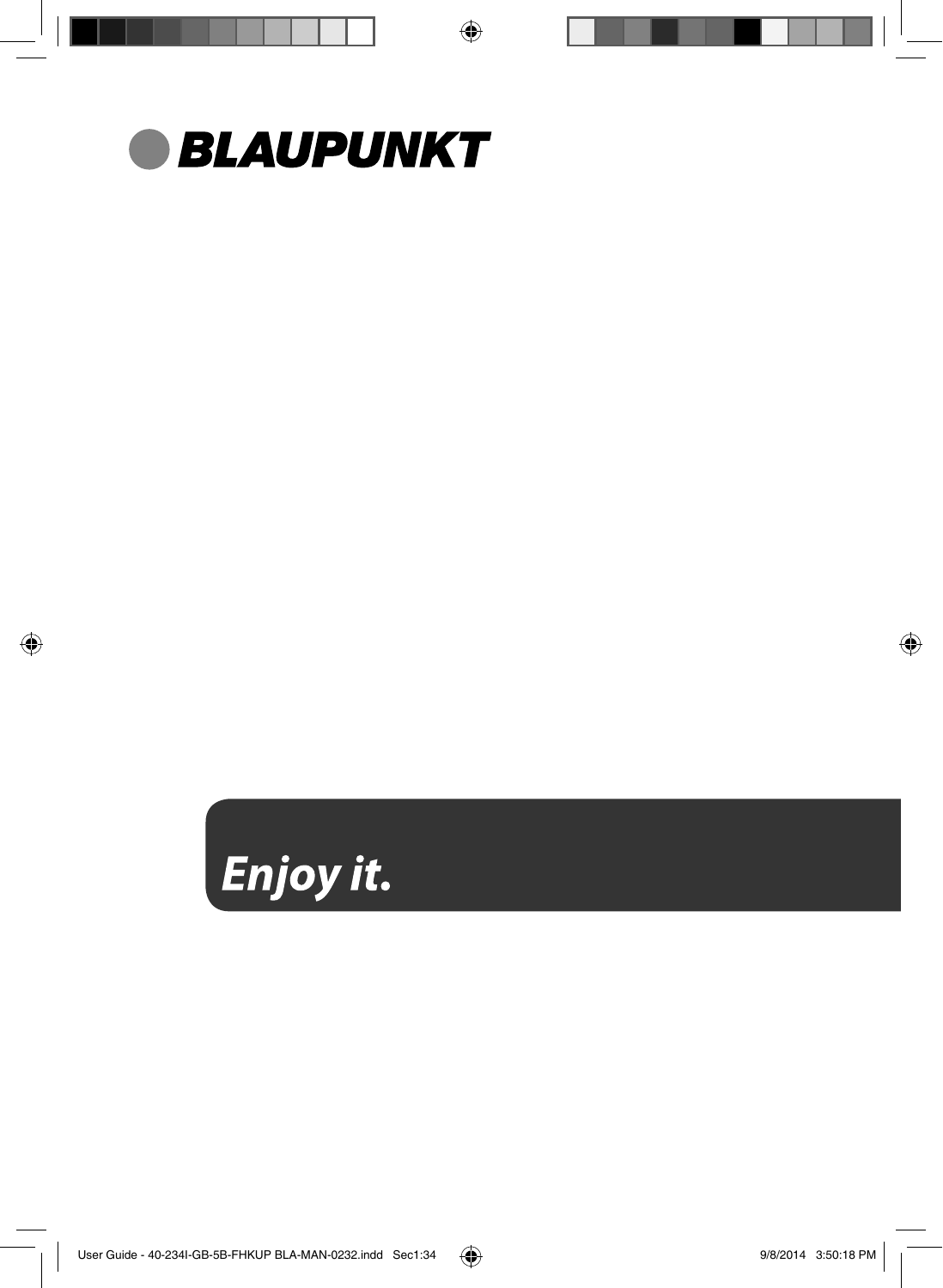BLAUPUNKT

Enjoy it.